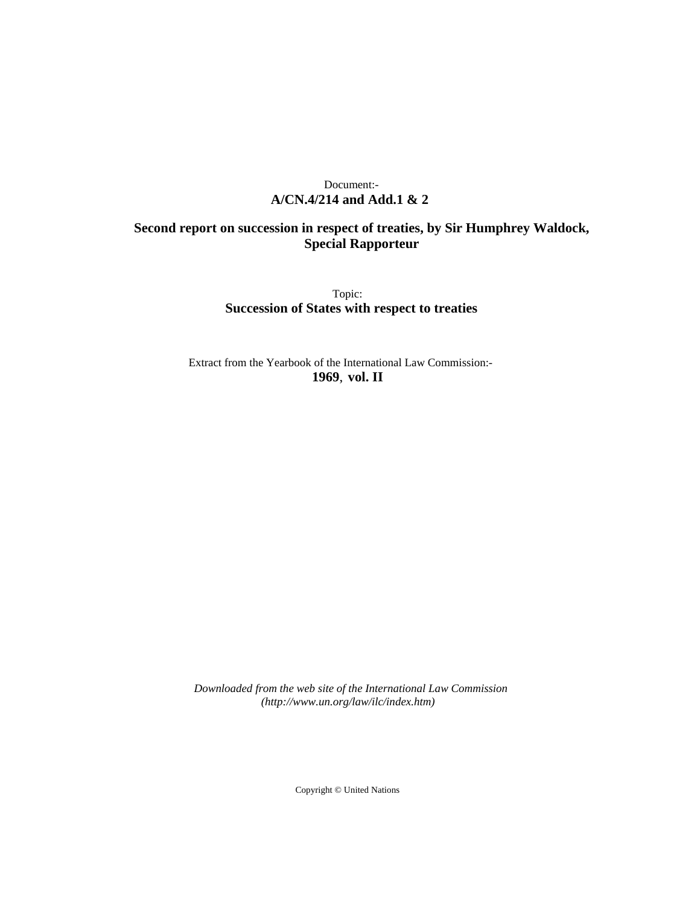Document:-
**A/CN.4/214 and Add.1 & 2**

**Second report on succession in respect of treaties, by Sir Humphrey Waldock, Special Rapporteur**

Topic:
**Succession of States with respect to treaties**

Extract from the Yearbook of the International Law Commission:-
**1969, vol. II**

*Downloaded from the web site of the International Law Commission (http://www.un.org/law/ilc/index.htm)*

Copyright © United Nations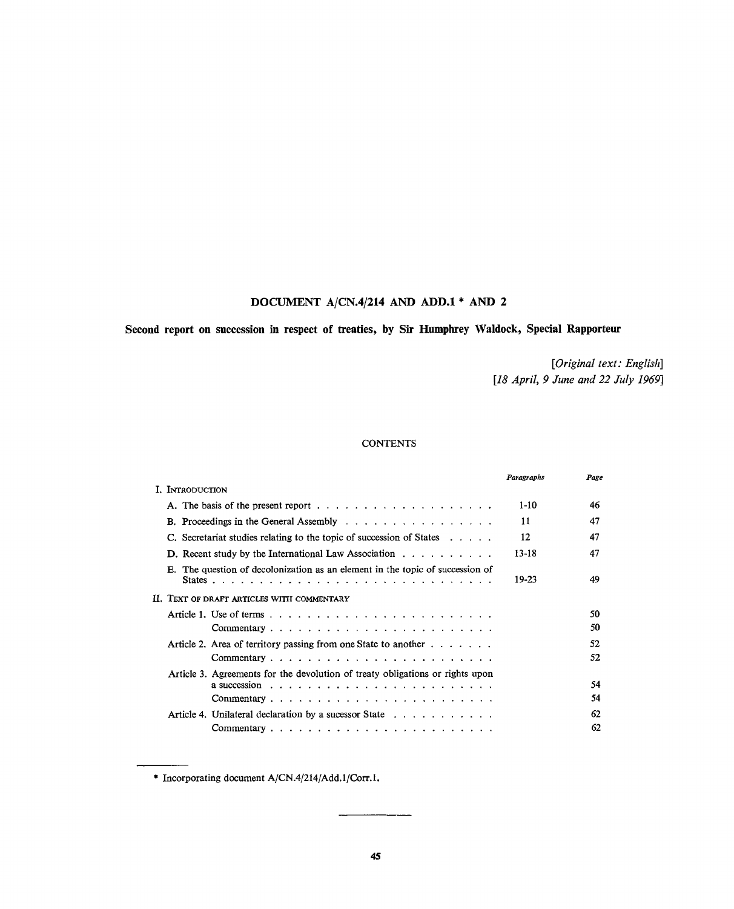# DOCUMENT A/CN.4/214 AND ADD.1 * AND 2

## Second report on succession in respect of treaties, by Sir Humphrey Waldock, Special Rapporteur

*[Original text: English]*
*[18 April, 9 June and 22 July 1969]*

### CONTENTS

| | *Paragraphs* | *Page* |
|---|---|---|
| I. INTRODUCTION | | |
| A. The basis of the present report | 1-10 | 46 |
| B. Proceedings in the General Assembly | 11 | 47 |
| C. Secretariat studies relating to the topic of succession of States | 12 | 47 |
| D. Recent study by the International Law Association | 13-18 | 47 |
| E. The question of decolonization as an element in the topic of succession of States | 19-23 | 49 |
| II. TEXT OF DRAFT ARTICLES WITH COMMENTARY | | |
| Article 1. Use of terms | | 50 |
| Commentary | | 50 |
| Article 2. Area of territory passing from one State to another | | 52 |
| Commentary | | 52 |
| Article 3. Agreements for the devolution of treaty obligations or rights upon a succession | | 54 |
| Commentary | | 54 |
| Article 4. Unilateral declaration by a sucessor State | | 62 |
| Commentary | | 62 |

\* Incorporating document A/CN.4/214/Add.1/Corr.1.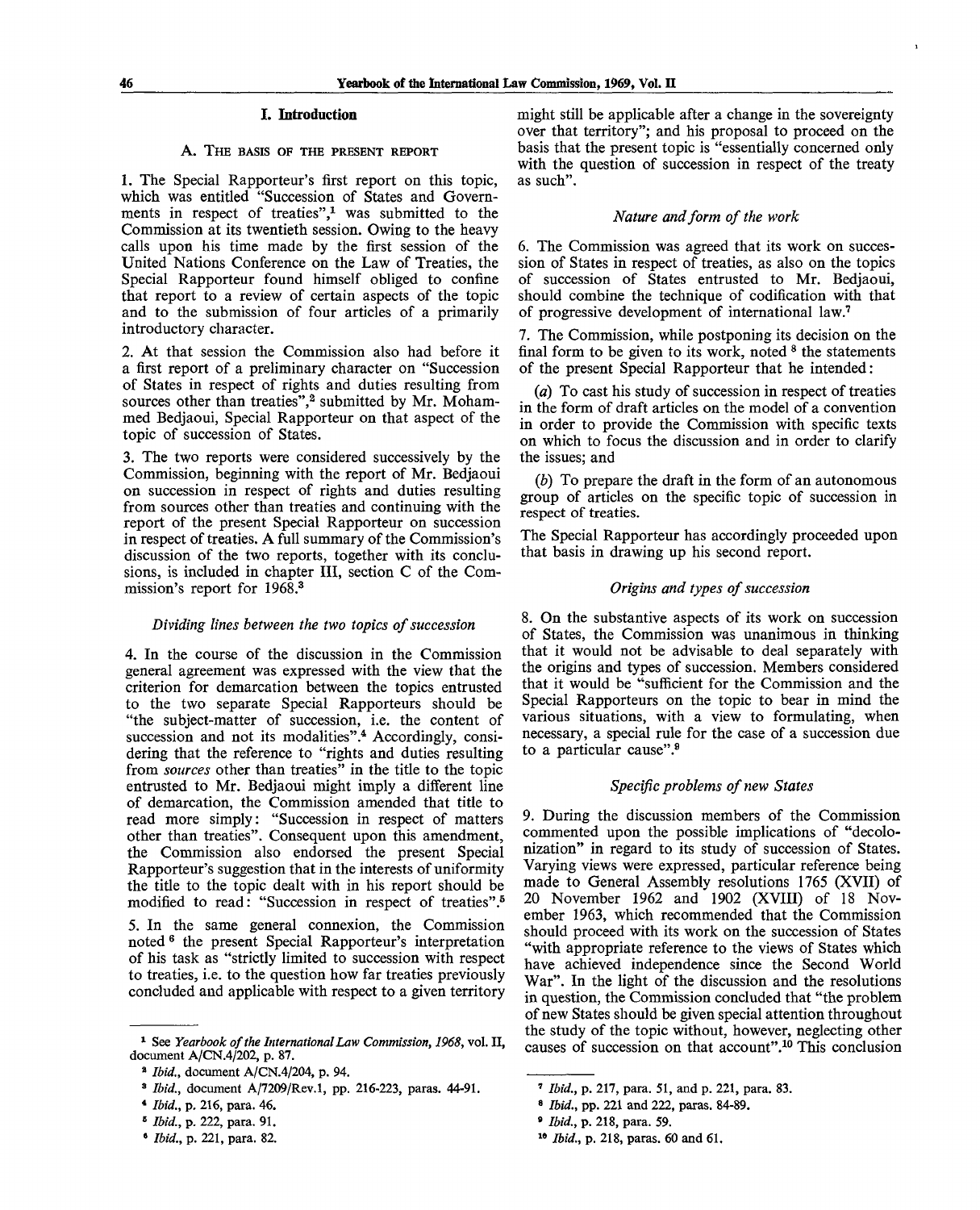## I. Introduction

### A. The basis of the present report

1. The Special Rapporteur's first report on this topic, which was entitled "Succession of States and Governments in respect of treaties",[1] was submitted to the Commission at its twentieth session. Owing to the heavy calls upon his time made by the first session of the United Nations Conference on the Law of Treaties, the Special Rapporteur found himself obliged to confine that report to a review of certain aspects of the topic and to the submission of four articles of a primarily introductory character.

2. At that session the Commission also had before it a first report of a preliminary character on "Succession of States in respect of rights and duties resulting from sources other than treaties",[2] submitted by Mr. Mohammed Bedjaoui, Special Rapporteur on that aspect of the topic of succession of States.

3. The two reports were considered successively by the Commission, beginning with the report of Mr. Bedjaoui on succession in respect of rights and duties resulting from sources other than treaties and continuing with the report of the present Special Rapporteur on succession in respect of treaties. A full summary of the Commission's discussion of the two reports, together with its conclusions, is included in chapter III, section C of the Commission's report for 1968.[3]

#### *Dividing lines between the two topics of succession*

4. In the course of the discussion in the Commission general agreement was expressed with the view that the criterion for demarcation between the topics entrusted to the two separate Special Rapporteurs should be "the subject-matter of succession, i.e. the content of succession and not its modalities".[4] Accordingly, considering that the reference to "rights and duties resulting from *sources* other than treaties" in the title to the topic entrusted to Mr. Bedjaoui might imply a different line of demarcation, the Commission amended that title to read more simply: "Succession in respect of matters other than treaties". Consequent upon this amendment, the Commission also endorsed the present Special Rapporteur's suggestion that in the interests of uniformity the title to the topic dealt with in his report should be modified to read: "Succession in respect of treaties".[5]

5. In the same general connexion, the Commission noted [6] the present Special Rapporteur's interpretation of his task as "strictly limited to succession with respect to treaties, i.e. to the question how far treaties previously concluded and applicable with respect to a given territory might still be applicable after a change in the sovereignty over that territory"; and his proposal to proceed on the basis that the present topic is "essentially concerned only with the question of succession in respect of the treaty as such".

#### *Nature and form of the work*

6. The Commission was agreed that its work on succession of States in respect of treaties, as also on the topics of succession of States entrusted to Mr. Bedjaoui, should combine the technique of codification with that of progressive development of international law.[7]

7. The Commission, while postponing its decision on the final form to be given to its work, noted [8] the statements of the present Special Rapporteur that he intended:

(*a*) To cast his study of succession in respect of treaties in the form of draft articles on the model of a convention in order to provide the Commission with specific texts on which to focus the discussion and in order to clarify the issues; and

(*b*) To prepare the draft in the form of an autonomous group of articles on the specific topic of succession in respect of treaties.

The Special Rapporteur has accordingly proceeded upon that basis in drawing up his second report.

#### *Origins and types of succession*

8. On the substantive aspects of its work on succession of States, the Commission was unanimous in thinking that it would not be advisable to deal separately with the origins and types of succession. Members considered that it would be "sufficient for the Commission and the Special Rapporteurs on the topic to bear in mind the various situations, with a view to formulating, when necessary, a special rule for the case of a succession due to a particular cause".[9]

#### *Specific problems of new States*

9. During the discussion members of the Commission commented upon the possible implications of "decolonization" in regard to its study of succession of States. Varying views were expressed, particular reference being made to General Assembly resolutions 1765 (XVII) of 20 November 1962 and 1902 (XVIII) of 18 November 1963, which recommended that the Commission should proceed with its work on the succession of States "with appropriate reference to the views of States which have achieved independence since the Second World War". In the light of the discussion and the resolutions in question, the Commission concluded that "the problem of new States should be given special attention throughout the study of the topic without, however, neglecting other causes of succession on that account".[10] This conclusion

---

[1] See *Yearbook of the International Law Commission, 1968*, vol. II, document A/CN.4/202, p. 87.

[2] *Ibid.*, document A/CN.4/204, p. 94.

[3] *Ibid.*, document A/7209/Rev.1, pp. 216-223, paras. 44-91.

[4] *Ibid.*, p. 216, para. 46.

[5] *Ibid.*, p. 222, para. 91.

[6] *Ibid.*, p. 221, para. 82.

[7] *Ibid.*, p. 217, para. 51, and p. 221, para. 83.

[8] *Ibid.*, pp. 221 and 222, paras. 84-89.

[9] *Ibid.*, p. 218, para. 59.

[10] *Ibid.*, p. 218, paras. 60 and 61.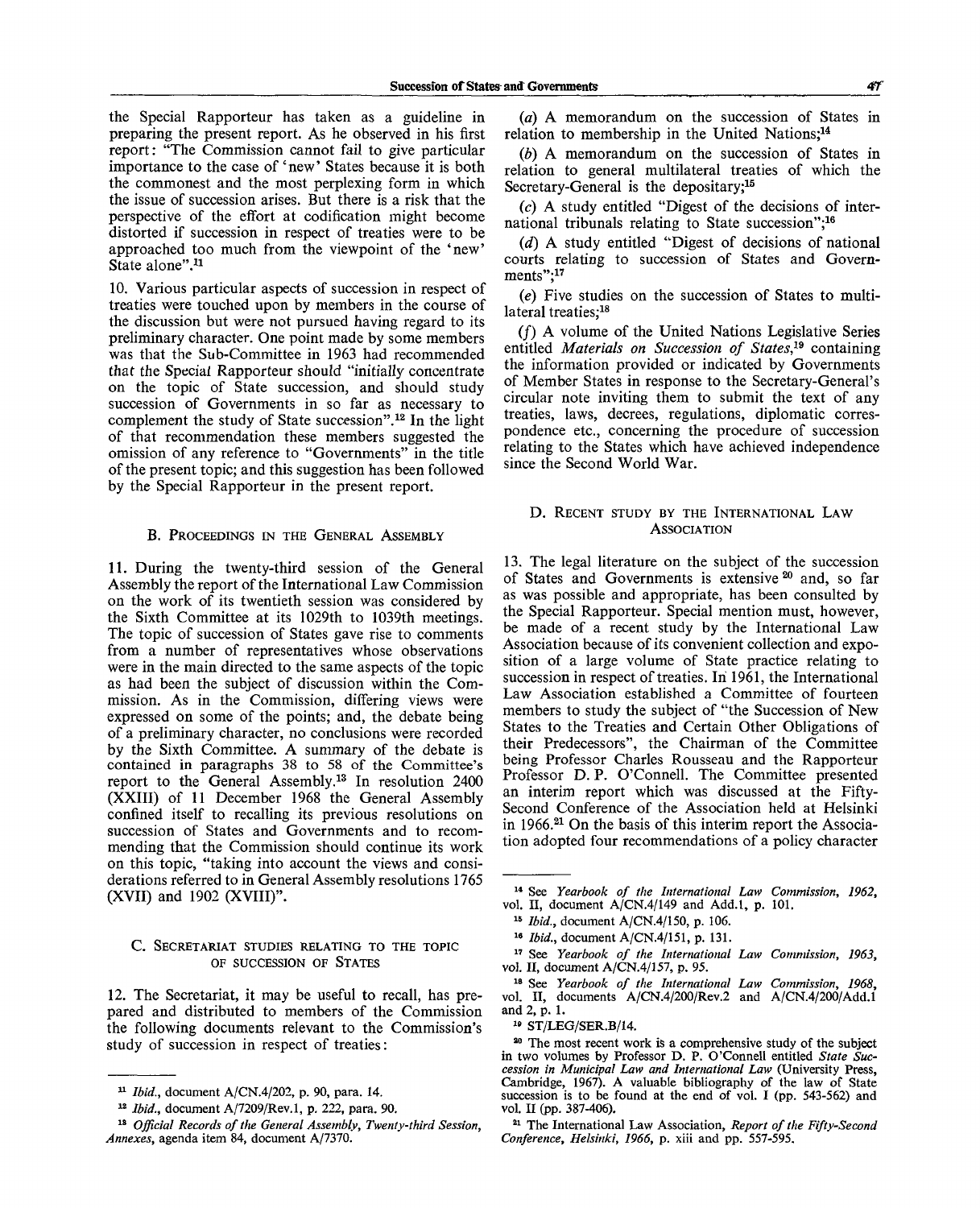the Special Rapporteur has taken as a guideline in preparing the present report. As he observed in his first report: "The Commission cannot fail to give particular importance to the case of 'new' States because it is both the commonest and the most perplexing form in which the issue of succession arises. But there is a risk that the perspective of the effort at codification might become distorted if succession in respect of treaties were to be approached too much from the viewpoint of the 'new' State alone".[11]

10. Various particular aspects of succession in respect of treaties were touched upon by members in the course of the discussion but were not pursued having regard to its preliminary character. One point made by some members was that the Sub-Committee in 1963 had recommended that the Special Rapporteur should "initially concentrate on the topic of State succession, and should study succession of Governments in so far as necessary to complement the study of State succession".[12] In the light of that recommendation these members suggested the omission of any reference to "Governments" in the title of the present topic; and this suggestion has been followed by the Special Rapporteur in the present report.

### B. Proceedings in the General Assembly

11. During the twenty-third session of the General Assembly the report of the International Law Commission on the work of its twentieth session was considered by the Sixth Committee at its 1029th to 1039th meetings. The topic of succession of States gave rise to comments from a number of representatives whose observations were in the main directed to the same aspects of the topic as had been the subject of discussion within the Commission. As in the Commission, differing views were expressed on some of the points; and, the debate being of a preliminary character, no conclusions were recorded by the Sixth Committee. A summary of the debate is contained in paragraphs 38 to 58 of the Committee's report to the General Assembly.[13] In resolution 2400 (XXIII) of 11 December 1968 the General Assembly confined itself to recalling its previous resolutions on succession of States and Governments and to recommending that the Commission should continue its work on this topic, "taking into account the views and considerations referred to in General Assembly resolutions 1765 (XVII) and 1902 (XVIII)".

### C. Secretariat studies relating to the topic of succession of States

12. The Secretariat, it may be useful to recall, has prepared and distributed to members of the Commission the following documents relevant to the Commission's study of succession in respect of treaties:

(*a*) A memorandum on the succession of States in relation to membership in the United Nations;[14]

(*b*) A memorandum on the succession of States in relation to general multilateral treaties of which the Secretary-General is the depositary;[15]

(*c*) A study entitled "Digest of the decisions of international tribunals relating to State succession";[16]

(*d*) A study entitled "Digest of decisions of national courts relating to succession of States and Governments";[17]

(*e*) Five studies on the succession of States to multilateral treaties;[18]

(*f*) A volume of the United Nations Legislative Series entitled *Materials on Succession of States*,[19] containing the information provided or indicated by Governments of Member States in response to the Secretary-General's circular note inviting them to submit the text of any treaties, laws, decrees, regulations, diplomatic correspondence etc., concerning the procedure of succession relating to the States which have achieved independence since the Second World War.

### D. Recent study by the International Law Association

13. The legal literature on the subject of the succession of States and Governments is extensive[20] and, so far as was possible and appropriate, has been consulted by the Special Rapporteur. Special mention must, however, be made of a recent study by the International Law Association because of its convenient collection and exposition of a large volume of State practice relating to succession in respect of treaties. In 1961, the International Law Association established a Committee of fourteen members to study the subject of "the Succession of New States to the Treaties and Certain Other Obligations of their Predecessors", the Chairman of the Committee being Professor Charles Rousseau and the Rapporteur Professor D. P. O'Connell. The Committee presented an interim report which was discussed at the Fifty-Second Conference of the Association held at Helsinki in 1966.[21] On the basis of this interim report the Association adopted four recommendations of a policy character

---

[11] *Ibid.*, document A/CN.4/202, p. 90, para. 14.

[12] *Ibid.*, document A/7209/Rev.1, p. 222, para. 90.

[13] *Official Records of the General Assembly, Twenty-third Session, Annexes*, agenda item 84, document A/7370.

[14] See *Yearbook of the International Law Commission, 1962*, vol. II, document A/CN.4/149 and Add.1, p. 101.

[15] *Ibid.*, document A/CN.4/150, p. 106.

[16] *Ibid.*, document A/CN.4/151, p. 131.

[17] See *Yearbook of the International Law Commission, 1963*, vol. II, document A/CN.4/157, p. 95.

[18] See *Yearbook of the International Law Commission, 1968*, vol. II, documents A/CN.4/200/Rev.2 and A/CN.4/200/Add.1 and 2, p. 1.

[19] ST/LEG/SER.B/14.

[20] The most recent work is a comprehensive study of the subject in two volumes by Professor D. P. O'Connell entitled *State Succession in Municipal Law and International Law* (University Press, Cambridge, 1967). A valuable bibliography of the law of State succession is to be found at the end of vol. I (pp. 543-562) and vol. II (pp. 387-406).

[21] The International Law Association, *Report of the Fifty-Second Conference, Helsinki, 1966*, p. xiii and pp. 557-595.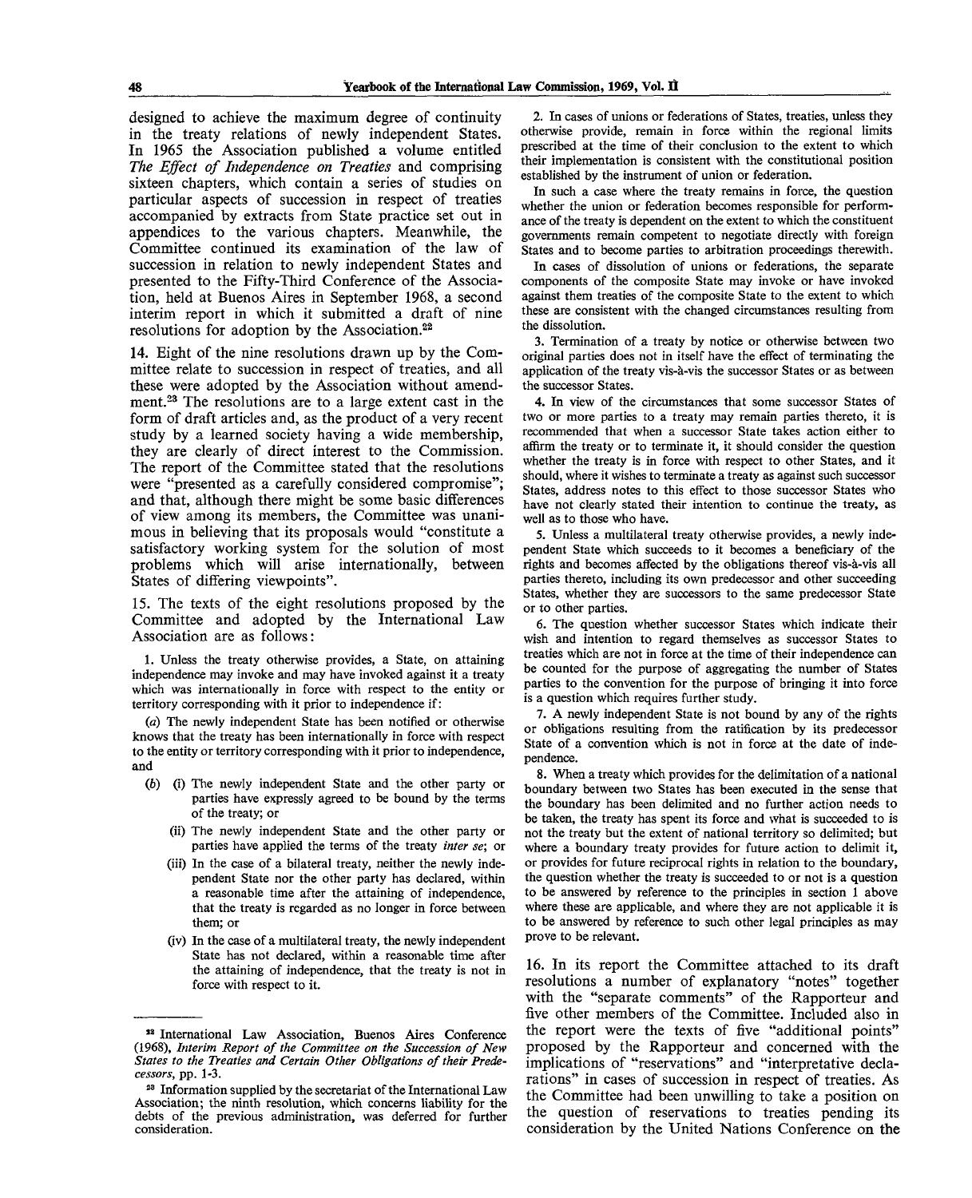designed to achieve the maximum degree of continuity in the treaty relations of newly independent States. In 1965 the Association published a volume entitled *The Effect of Independence on Treaties* and comprising sixteen chapters, which contain a series of studies on particular aspects of succession in respect of treaties accompanied by extracts from State practice set out in appendices to the various chapters. Meanwhile, the Committee continued its examination of the law of succession in relation to newly independent States and presented to the Fifty-Third Conference of the Association, held at Buenos Aires in September 1968, a second interim report in which it submitted a draft of nine resolutions for adoption by the Association.[22]

14. Eight of the nine resolutions drawn up by the Committee relate to succession in respect of treaties, and all these were adopted by the Association without amendment.[23] The resolutions are to a large extent cast in the form of draft articles and, as the product of a very recent study by a learned society having a wide membership, they are clearly of direct interest to the Commission. The report of the Committee stated that the resolutions were "presented as a carefully considered compromise"; and that, although there might be some basic differences of view among its members, the Committee was unanimous in believing that its proposals would "constitute a satisfactory working system for the solution of most problems which will arise internationally, between States of differing viewpoints".

15. The texts of the eight resolutions proposed by the Committee and adopted by the International Law Association are as follows:

1. Unless the treaty otherwise provides, a State, on attaining independence may invoke and may have invoked against it a treaty which was internationally in force with respect to the entity or territory corresponding with it prior to independence if:

(*a*) The newly independent State has been notified or otherwise knows that the treaty has been internationally in force with respect to the entity or territory corresponding with it prior to independence, and

(*b*) (i) The newly independent State and the other party or parties have expressly agreed to be bound by the terms of the treaty; or

(ii) The newly independent State and the other party or parties have applied the terms of the treaty *inter se*; or

(iii) In the case of a bilateral treaty, neither the newly independent State nor the other party has declared, within a reasonable time after the attaining of independence, that the treaty is regarded as no longer in force between them; or

(iv) In the case of a multilateral treaty, the newly independent State has not declared, within a reasonable time after the attaining of independence, that the treaty is not in force with respect to it.

2. In cases of unions or federations of States, treaties, unless they otherwise provide, remain in force within the regional limits prescribed at the time of their conclusion to the extent to which their implementation is consistent with the constitutional position established by the instrument of union or federation.

In such a case where the treaty remains in force, the question whether the union or federation becomes responsible for performance of the treaty is dependent on the extent to which the constituent governments remain competent to negotiate directly with foreign States and to become parties to arbitration proceedings therewith.

In cases of dissolution of unions or federations, the separate components of the composite State may invoke or have invoked against them treaties of the composite State to the extent to which these are consistent with the changed circumstances resulting from the dissolution.

3. Termination of a treaty by notice or otherwise between two original parties does not in itself have the effect of terminating the application of the treaty vis-à-vis the successor States or as between the successor States.

4. In view of the circumstances that some successor States of two or more parties to a treaty may remain parties thereto, it is recommended that when a successor State takes action either to affirm the treaty or to terminate it, it should consider the question whether the treaty is in force with respect to other States, and it should, where it wishes to terminate a treaty as against such successor States, address notes to this effect to those successor States who have not clearly stated their intention to continue the treaty, as well as to those who have.

5. Unless a multilateral treaty otherwise provides, a newly independent State which succeeds to it becomes a beneficiary of the rights and becomes affected by the obligations thereof vis-à-vis all parties thereto, including its own predecessor and other succeeding States, whether they are successors to the same predecessor State or to other parties.

6. The question whether successor States which indicate their wish and intention to regard themselves as successor States to treaties which are not in force at the time of their independence can be counted for the purpose of aggregating the number of States parties to the convention for the purpose of bringing it into force is a question which requires further study.

7. A newly independent State is not bound by any of the rights or obligations resulting from the ratification by its predecessor State of a convention which is not in force at the date of independence.

8. When a treaty which provides for the delimitation of a national boundary between two States has been executed in the sense that the boundary has been delimited and no further action needs to be taken, the treaty has spent its force and what is succeeded to is not the treaty but the extent of national territory so delimited; but where a boundary treaty provides for future action to delimit it, or provides for future reciprocal rights in relation to the boundary, the question whether the treaty is succeeded to or not is a question to be answered by reference to the principles in section 1 above where these are applicable, and where they are not applicable it is to be answered by reference to such other legal principles as may prove to be relevant.

16. In its report the Committee attached to its draft resolutions a number of explanatory "notes" together with the "separate comments" of the Rapporteur and five other members of the Committee. Included also in the report were the texts of five "additional points" proposed by the Rapporteur and concerned with the implications of "reservations" and "interpretative declarations" in cases of succession in respect of treaties. As the Committee had been unwilling to take a position on the question of reservations to treaties pending its consideration by the United Nations Conference on the

---

[22] International Law Association, Buenos Aires Conference (1968), *Interim Report of the Committee on the Succession of New States to the Treaties and Certain Other Obligations of their Predecessors*, pp. 1-3.

[23] Information supplied by the secretariat of the International Law Association; the ninth resolution, which concerns liability for the debts of the previous administration, was deferred for further consideration.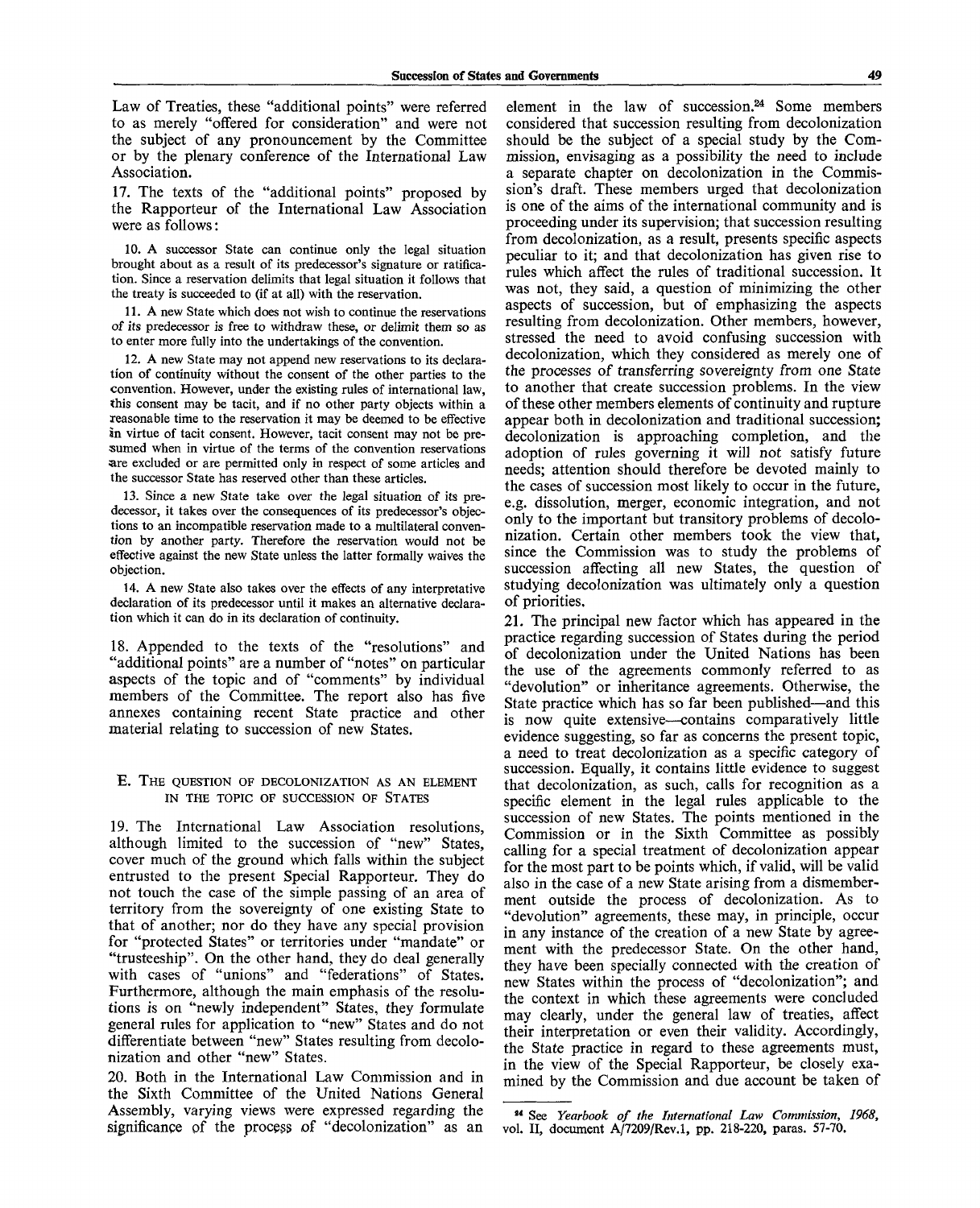Law of Treaties, these "additional points" were referred to as merely "offered for consideration" and were not the subject of any pronouncement by the Committee or by the plenary conference of the International Law Association.

17. The texts of the "additional points" proposed by the Rapporteur of the International Law Association were as follows:

10. A successor State can continue only the legal situation brought about as a result of its predecessor's signature or ratification. Since a reservation delimits that legal situation it follows that the treaty is succeeded to (if at all) with the reservation.

11. A new State which does not wish to continue the reservations of its predecessor is free to withdraw these, or delimit them so as to enter more fully into the undertakings of the convention.

12. A new State may not append new reservations to its declaration of continuity without the consent of the other parties to the convention. However, under the existing rules of international law, this consent may be tacit, and if no other party objects within a reasonable time to the reservation it may be deemed to be effective in virtue of tacit consent. However, tacit consent may not be presumed when in virtue of the terms of the convention reservations are excluded or are permitted only in respect of some articles and the successor State has reserved other than these articles.

13. Since a new State take over the legal situation of its predecessor, it takes over the consequences of its predecessor's objections to an incompatible reservation made to a multilateral convention by another party. Therefore the reservation would not be effective against the new State unless the latter formally waives the objection.

14. A new State also takes over the effects of any interpretative declaration of its predecessor until it makes an alternative declaration which it can do in its declaration of continuity.

18. Appended to the texts of the "resolutions" and "additional points" are a number of "notes" on particular aspects of the topic and of "comments" by individual members of the Committee. The report also has five annexes containing recent State practice and other material relating to succession of new States.

### E. The question of decolonization as an element in the topic of succession of States

19. The International Law Association resolutions, although limited to the succession of "new" States, cover much of the ground which falls within the subject entrusted to the present Special Rapporteur. They do not touch the case of the simple passing of an area of territory from the sovereignty of one existing State to that of another; nor do they have any special provision for "protected States" or territories under "mandate" or "trusteeship". On the other hand, they do deal generally with cases of "unions" and "federations" of States. Furthermore, although the main emphasis of the resolutions is on "newly independent" States, they formulate general rules for application to "new" States and do not differentiate between "new" States resulting from decolonization and other "new" States.

20. Both in the International Law Commission and in the Sixth Committee of the United Nations General Assembly, varying views were expressed regarding the significance of the process of "decolonization" as an element in the law of succession.[24] Some members considered that succession resulting from decolonization should be the subject of a special study by the Commission, envisaging as a possibility the need to include a separate chapter on decolonization in the Commission's draft. These members urged that decolonization is one of the aims of the international community and is proceeding under its supervision; that succession resulting from decolonization, as a result, presents specific aspects peculiar to it; and that decolonization has given rise to rules which affect the rules of traditional succession. It was not, they said, a question of minimizing the other aspects of succession, but of emphasizing the aspects resulting from decolonization. Other members, however, stressed the need to avoid confusing succession with decolonization, which they considered as merely one of the processes of transferring sovereignty from one State to another that create succession problems. In the view of these other members elements of continuity and rupture appear both in decolonization and traditional succession; decolonization is approaching completion, and the adoption of rules governing it will not satisfy future needs; attention should therefore be devoted mainly to the cases of succession most likely to occur in the future, e.g. dissolution, merger, economic integration, and not only to the important but transitory problems of decolonization. Certain other members took the view that, since the Commission was to study the problems of succession affecting all new States, the question of studying decolonization was ultimately only a question of priorities.

21. The principal new factor which has appeared in the practice regarding succession of States during the period of decolonization under the United Nations has been the use of the agreements commonly referred to as "devolution" or inheritance agreements. Otherwise, the State practice which has so far been published—and this is now quite extensive—contains comparatively little evidence suggesting, so far as concerns the present topic, a need to treat decolonization as a specific category of succession. Equally, it contains little evidence to suggest that decolonization, as such, calls for recognition as a specific element in the legal rules applicable to the succession of new States. The points mentioned in the Commission or in the Sixth Committee as possibly calling for a special treatment of decolonization appear for the most part to be points which, if valid, will be valid also in the case of a new State arising from a dismemberment outside the process of decolonization. As to "devolution" agreements, these may, in principle, occur in any instance of the creation of a new State by agreement with the predecessor State. On the other hand, they have been specially connected with the creation of new States within the process of "decolonization"; and the context in which these agreements were concluded may clearly, under the general law of treaties, affect their interpretation or even their validity. Accordingly, the State practice in regard to these agreements must, in the view of the Special Rapporteur, be closely examined by the Commission and due account be taken of

---

[24] See *Yearbook of the International Law Commission, 1968*, vol. II, document A/7209/Rev.1, pp. 218-220, paras. 57-70.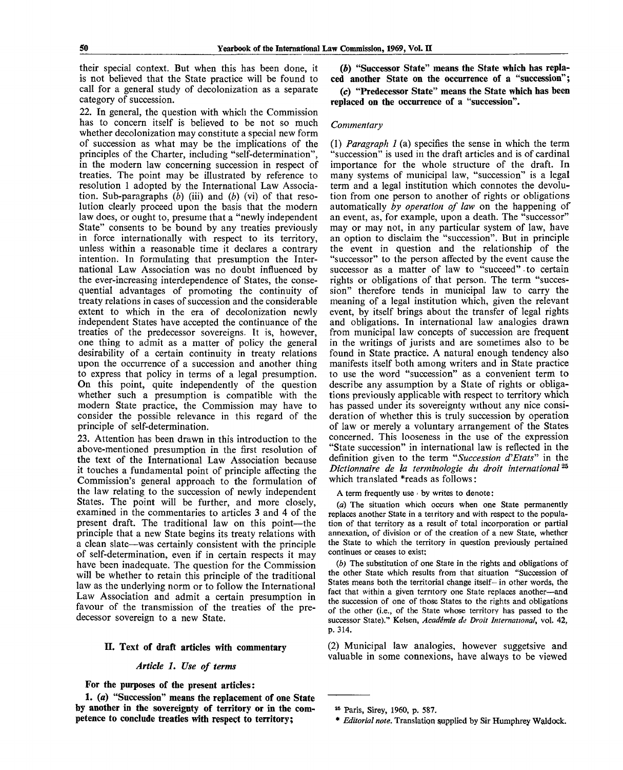their special context. But when this has been done, it is not believed that the State practice will be found to call for a general study of decolonization as a separate category of succession.

22. In general, the question with which the Commission has to concern itself is believed to be not so much whether decolonization may constitute a special new form of succession as what may be the implications of the principles of the Charter, including "self-determination", in the modern law concerning succession in respect of treaties. The point may be illustrated by reference to resolution 1 adopted by the International Law Association. Sub-paragraphs (*b*) (iii) and (*b*) (vi) of that resolution clearly proceed upon the basis that the modern law does, or ought to, presume that a "newly independent State" consents to be bound by any treaties previously in force internationally with respect to its territory, unless within a reasonable time it declares a contrary intention. In formulating that presumption the International Law Association was no doubt influenced by the ever-increasing interdependence of States, the consequential advantages of promoting the continuity of treaty relations in cases of succession and the considerable extent to which in the era of decolonization newly independent States have accepted the continuance of the treaties of the predecessor sovereigns. It is, however, one thing to admit as a matter of policy the general desirability of a certain continuity in treaty relations upon the occurrence of a succession and another thing to express that policy in terms of a legal presumption. On this point, quite independently of the question whether such a presumption is compatible with the modern State practice, the Commission may have to consider the possible relevance in this regard of the principle of self-determination.

23. Attention has been drawn in this introduction to the above-mentioned presumption in the first resolution of the text of the International Law Association because it touches a fundamental point of principle affecting the Commission's general approach to the formulation of the law relating to the succession of newly independent States. The point will be further, and more closely, examined in the commentaries to articles 3 and 4 of the present draft. The traditional law on this point—the principle that a new State begins its treaty relations with a clean slate—was certainly consistent with the principle of self-determination, even if in certain respects it may have been inadequate. The question for the Commission will be whether to retain this principle of the traditional law as the underlying norm or to follow the International Law Association and admit a certain presumption in favour of the transmission of the treaties of the predecessor sovereign to a new State.

## II. Text of draft articles with commentary

### *Article 1. Use of terms*

**For the purposes of the present articles:**

**1. (*a*) "Succession" means the replacement of one State by another in the sovereignty of territory or in the competence to conclude treaties with respect to territory;**

**(*b*) "Successor State" means the State which has replaced another State on the occurrence of a "succession";**

**(*c*) "Predecessor State" means the State which has been replaced on the occurrence of a "succession".**

*Commentary*

(1) *Paragraph 1* (a) specifies the sense in which the term "succession" is used in the draft articles and is of cardinal importance for the whole structure of the draft. In many systems of municipal law, "succession" is a legal term and a legal institution which connotes the devolution from one person to another of rights or obligations automatically *by operation of law* on the happening of an event, as, for example, upon a death. The "successor" may or may not, in any particular system of law, have an option to disclaim the "succession". But in principle the event in question and the relationship of the "successor" to the person affected by the event cause the successor as a matter of law to "succeed" to certain rights or obligations of that person. The term "succession" therefore tends in municipal law to carry the meaning of a legal institution which, given the relevant event, by itself brings about the transfer of legal rights and obligations. In international law analogies drawn from municipal law concepts of succession are frequent in the writings of jurists and are sometimes also to be found in State practice. A natural enough tendency also manifests itself both among writers and in State practice to use the word "succession" as a convenient term to describe any assumption by a State of rights or obligations previously applicable with respect to territory which has passed under its sovereignty without any nice consideration of whether this is truly succession by operation of law or merely a voluntary arrangement of the States concerned. This looseness in the use of the expression "State succession" in international law is reflected in the definition given to the term "*Succession d'Etats*" in the *Dictionnaire de la terminologie du droit international*[25] which translated *reads as follows:

A term frequently use by writes to denote:

(*a*) The situation which occurs when one State permanently replaces another State in a territory and with respect to the population of that territory as a result of total incorporation or partial annexation, of division or of the creation of a new State, whether the State to which the territory in question previously pertained continues or ceases to exist;

(*b*) The substitution of one State in the rights and obligations of the other State which results from that situation "Succession of States means both the territorial change itself—in other words, the fact that within a given territory one State replaces another—and the succession of one of those States to the rights and obligations of the other (i.e., of the State whose territory has passed to the successor State)." Kelsen, *Académie de Droit International*, vol. 42, p. 314.

(2) Municipal law analogies, however suggetsive and valuable in some connexions, have always to be viewed

[25] Paris, Sirey, 1960, p. 587.

* *Editorial note.* Translation supplied by Sir Humphrey Waldock.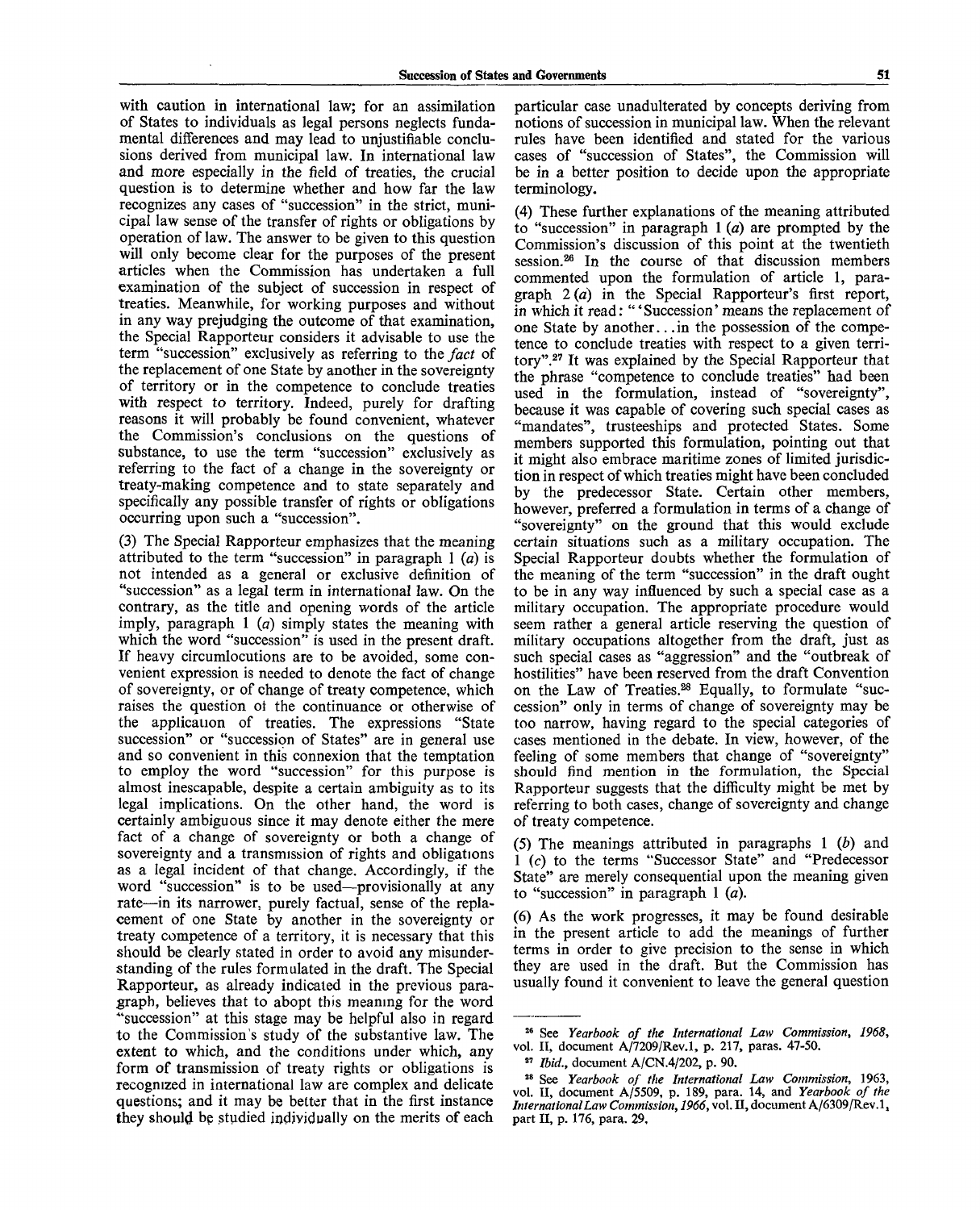with caution in international law; for an assimilation of States to individuals as legal persons neglects fundamental differences and may lead to unjustifiable conclusions derived from municipal law. In international law and more especially in the field of treaties, the crucial question is to determine whether and how far the law recognizes any cases of "succession" in the strict, municipal law sense of the transfer of rights or obligations by operation of law. The answer to be given to this question will only become clear for the purposes of the present articles when the Commission has undertaken a full examination of the subject of succession in respect of treaties. Meanwhile, for working purposes and without in any way prejudging the outcome of that examination, the Special Rapporteur considers it advisable to use the term "succession" exclusively as referring to the *fact* of the replacement of one State by another in the sovereignty of territory or in the competence to conclude treaties with respect to territory. Indeed, purely for drafting reasons it will probably be found convenient, whatever the Commission's conclusions on the questions of substance, to use the term "succession" exclusively as referring to the fact of a change in the sovereignty or treaty-making competence and to state separately and specifically any possible transfer of rights or obligations occurring upon such a "succession".

(3) The Special Rapporteur emphasizes that the meaning attributed to the term "succession" in paragraph 1 (*a*) is not intended as a general or exclusive definition of "succession" as a legal term in international law. On the contrary, as the title and opening words of the article imply, paragraph 1 (*a*) simply states the meaning with which the word "succession" is used in the present draft. If heavy circumlocutions are to be avoided, some convenient expression is needed to denote the fact of change of sovereignty, or of change of treaty competence, which raises the question of the continuance or otherwise of the application of treaties. The expressions "State succession" or "succession of States" are in general use and so convenient in this connexion that the temptation to employ the word "succession" for this purpose is almost inescapable, despite a certain ambiguity as to its legal implications. On the other hand, the word is certainly ambiguous since it may denote either the mere fact of a change of sovereignty or both a change of sovereignty and a transmission of rights and obligations as a legal incident of that change. Accordingly, if the word "succession" is to be used—provisionally at any rate—in its narrower, purely factual, sense of the replacement of one State by another in the sovereignty or treaty competence of a territory, it is necessary that this should be clearly stated in order to avoid any misunderstanding of the rules formulated in the draft. The Special Rapporteur, as already indicated in the previous paragraph, believes that to abopt this meaning for the word "succession" at this stage may be helpful also in regard to the Commission's study of the substantive law. The extent to which, and the conditions under which, any form of transmission of treaty rights or obligations is recognized in international law are complex and delicate questions; and it may be better that in the first instance they should be studied individually on the merits of each particular case unadulterated by concepts deriving from notions of succession in municipal law. When the relevant rules have been identified and stated for the various cases of "succession of States", the Commission will be in a better position to decide upon the appropriate terminology.

(4) These further explanations of the meaning attributed to "succession" in paragraph 1 (*a*) are prompted by the Commission's discussion of this point at the twentieth session.[26] In the course of that discussion members commented upon the formulation of article 1, paragraph 2 (*a*) in the Special Rapporteur's first report, in which it read: "'Succession' means the replacement of one State by another...in the possession of the competence to conclude treaties with respect to a given territory".[27] It was explained by the Special Rapporteur that the phrase "competence to conclude treaties" had been used in the formulation, instead of "sovereignty", because it was capable of covering such special cases as "mandates", trusteeships and protected States. Some members supported this formulation, pointing out that it might also embrace maritime zones of limited jurisdiction in respect of which treaties might have been concluded by the predecessor State. Certain other members, however, preferred a formulation in terms of a change of "sovereignty" on the ground that this would exclude certain situations such as a military occupation. The Special Rapporteur doubts whether the formulation of the meaning of the term "succession" in the draft ought to be in any way influenced by such a special case as a military occupation. The appropriate procedure would seem rather a general article reserving the question of military occupations altogether from the draft, just as such special cases as "aggression" and the "outbreak of hostilities" have been reserved from the draft Convention on the Law of Treaties.[28] Equally, to formulate "succession" only in terms of change of sovereignty may be too narrow, having regard to the special categories of cases mentioned in the debate. In view, however, of the feeling of some members that change of "sovereignty" should find mention in the formulation, the Special Rapporteur suggests that the difficulty might be met by referring to both cases, change of sovereignty and change of treaty competence.

(5) The meanings attributed in paragraphs 1 (*b*) and 1 (*c*) to the terms "Successor State" and "Predecessor State" are merely consequential upon the meaning given to "succession" in paragraph 1 (*a*).

(6) As the work progresses, it may be found desirable in the present article to add the meanings of further terms in order to give precision to the sense in which they are used in the draft. But the Commission has usually found it convenient to leave the general question

---

[26] See *Yearbook of the International Law Commission, 1968*, vol. II, document A/7209/Rev.1, p. 217, paras. 47-50.

[27] *Ibid.*, document A/CN.4/202, p. 90.

[28] See *Yearbook of the International Law Commission*, 1963, vol. II, document A/5509, p. 189, para. 14, and *Yearbook of the International Law Commission, 1966*, vol. II, document A/6309/Rev.1, part II, p. 176, para. 29.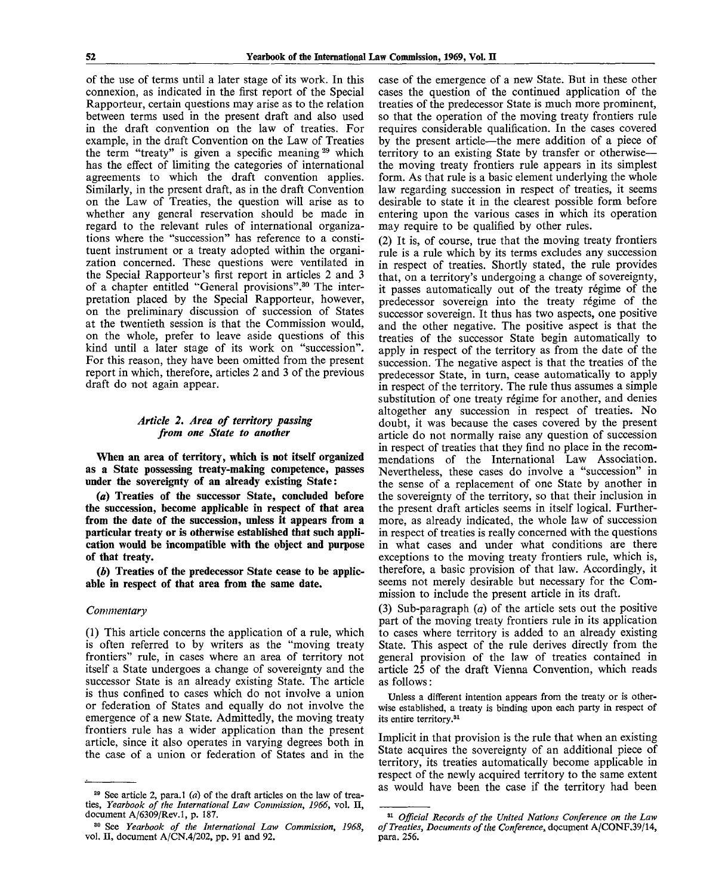of the use of terms until a later stage of its work. In this connexion, as indicated in the first report of the Special Rapporteur, certain questions may arise as to the relation between terms used in the present draft and also used in the draft convention on the law of treaties. For example, in the draft Convention on the Law of Treaties the term "treaty" is given a specific meaning [29] which has the effect of limiting the categories of international agreements to which the draft convention applies. Similarly, in the present draft, as in the draft Convention on the Law of Treaties, the question will arise as to whether any general reservation should be made in regard to the relevant rules of international organizations where the "succession" has reference to a constituent instrument or a treaty adopted within the organization concerned. These questions were ventilated in the Special Rapporteur's first report in articles 2 and 3 of a chapter entitled "General provisions".[30] The interpretation placed by the Special Rapporteur, however, on the preliminary discussion of succession of States at the twentieth session is that the Commission would, on the whole, prefer to leave aside questions of this kind until a later stage of its work on "succession". For this reason, they have been omitted from the present report in which, therefore, articles 2 and 3 of the previous draft do not again appear.

### *Article 2. Area of territory passing from one State to another*

**When an area of territory, which is not itself organized as a State possessing treaty-making competence, passes under the sovereignty of an already existing State:**

**(*a*) Treaties of the successor State, concluded before the succession, become applicable in respect of that area from the date of the succession, unless it appears from a particular treaty or is otherwise established that such application would be incompatible with the object and purpose of that treaty.**

**(*b*) Treaties of the predecessor State cease to be applicable in respect of that area from the same date.**

*Commentary*

(1) This article concerns the application of a rule, which is often referred to by writers as the "moving treaty frontiers" rule, in cases where an area of territory not itself a State undergoes a change of sovereignty and the successor State is an already existing State. The article is thus confined to cases which do not involve a union or federation of States and equally do not involve the emergence of a new State. Admittedly, the moving treaty frontiers rule has a wider application than the present article, since it also operates in varying degrees both in the case of a union or federation of States and in the case of the emergence of a new State. But in these other cases the question of the continued application of the treaties of the predecessor State is much more prominent, so that the operation of the moving treaty frontiers rule requires considerable qualification. In the cases covered by the present article—the mere addition of a piece of territory to an existing State by transfer or otherwise—the moving treaty frontiers rule appears in its simplest form. As that rule is a basic element underlying the whole law regarding succession in respect of treaties, it seems desirable to state it in the clearest possible form before entering upon the various cases in which its operation may require to be qualified by other rules.

(2) It is, of course, true that the moving treaty frontiers rule is a rule which by its terms excludes any succession in respect of treaties. Shortly stated, the rule provides that, on a territory's undergoing a change of sovereignty, it passes automatically out of the treaty régime of the predecessor sovereign into the treaty régime of the successor sovereign. It thus has two aspects, one positive and the other negative. The positive aspect is that the treaties of the successor State begin automatically to apply in respect of the territory as from the date of the succession. The negative aspect is that the treaties of the predecessor State, in turn, cease automatically to apply in respect of the territory. The rule thus assumes a simple substitution of one treaty régime for another, and denies altogether any succession in respect of treaties. No doubt, it was because the cases covered by the present article do not normally raise any question of succession in respect of treaties that they find no place in the recommendations of the International Law Association. Nevertheless, these cases do involve a "succession" in the sense of a replacement of one State by another in the sovereignty of the territory, so that their inclusion in the present draft articles seems in itself logical. Furthermore, as already indicated, the whole law of succession in respect of treaties is really concerned with the questions in what cases and under what conditions are there exceptions to the moving treaty frontiers rule, which is, therefore, a basic provision of that law. Accordingly, it seems not merely desirable but necessary for the Commission to include the present article in its draft.

(3) Sub-paragraph (*a*) of the article sets out the positive part of the moving treaty frontiers rule in its application to cases where territory is added to an already existing State. This aspect of the rule derives directly from the general provision of the law of treaties contained in article 25 of the draft Vienna Convention, which reads as follows:

> Unless a different intention appears from the treaty or is otherwise established, a treaty is binding upon each party in respect of its entire territory.[31]

Implicit in that provision is the rule that when an existing State acquires the sovereignty of an additional piece of territory, its treaties automatically become applicable in respect of the newly acquired territory to the same extent as would have been the case if the territory had been

---

[29] See article 2, para.1 (*a*) of the draft articles on the law of treaties, *Yearbook of the International Law Commission, 1966*, vol. II, document A/6309/Rev.1, p. 187.

[30] See *Yearbook of the International Law Commission, 1968*, vol. II, document A/CN.4/202, pp. 91 and 92.

[31] *Official Records of the United Nations Conference on the Law of Treaties, Documents of the Conference*, document A/CONF.39/14, para. 256.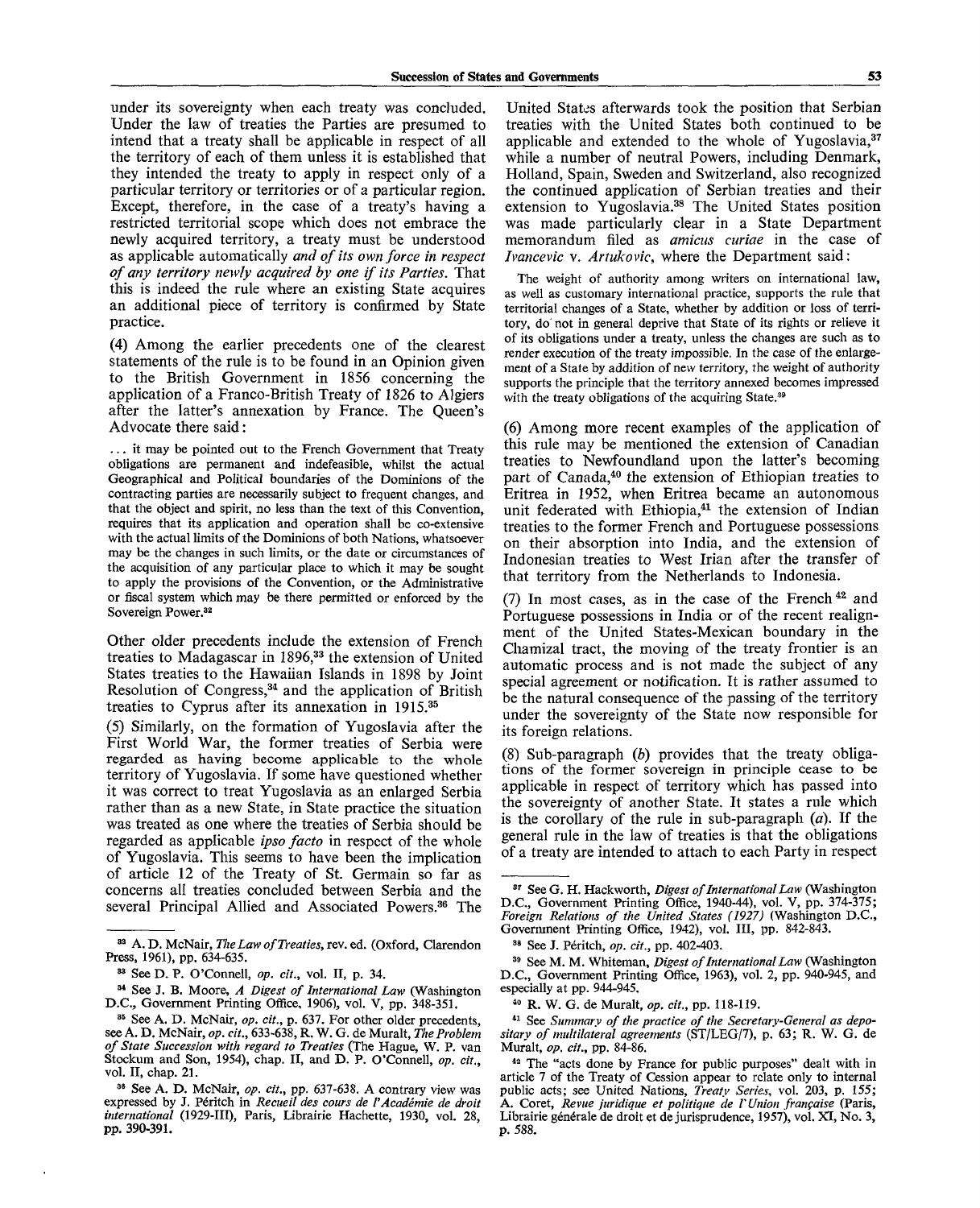under its sovereignty when each treaty was concluded. Under the law of treaties the Parties are presumed to intend that a treaty shall be applicable in respect of all the territory of each of them unless it is established that they intended the treaty to apply in respect only of a particular territory or territories or of a particular region. Except, therefore, in the case of a treaty's having a restricted territorial scope which does not embrace the newly acquired territory, a treaty must be understood as applicable automatically *and of its own force in respect of any territory newly acquired by one if its Parties.* That this is indeed the rule where an existing State acquires an additional piece of territory is confirmed by State practice.

(4) Among the earlier precedents one of the clearest statements of the rule is to be found in an Opinion given to the British Government in 1856 concerning the application of a Franco-British Treaty of 1826 to Algiers after the latter's annexation by France. The Queen's Advocate there said:

> ... it may be pointed out to the French Government that Treaty obligations are permanent and indefeasible, whilst the actual Geographical and Political boundaries of the Dominions of the contracting parties are necessarily subject to frequent changes, and that the object and spirit, no less than the text of this Convention, requires that its application and operation shall be co-extensive with the actual limits of the Dominions of both Nations, whatsoever may be the changes in such limits, or the date or circumstances of the acquisition of any particular place to which it may be sought to apply the provisions of the Convention, or the Administrative or fiscal system which may be there permitted or enforced by the Sovereign Power.[32]

Other older precedents include the extension of French treaties to Madagascar in 1896,[33] the extension of United States treaties to the Hawaiian Islands in 1898 by Joint Resolution of Congress,[34] and the application of British treaties to Cyprus after its annexation in 1915.[35]

(5) Similarly, on the formation of Yugoslavia after the First World War, the former treaties of Serbia were regarded as having become applicable to the whole territory of Yugoslavia. If some have questioned whether it was correct to treat Yugoslavia as an enlarged Serbia rather than as a new State, in State practice the situation was treated as one where the treaties of Serbia should be regarded as applicable *ipso facto* in respect of the whole of Yugoslavia. This seems to have been the implication of article 12 of the Treaty of St. Germain so far as concerns all treaties concluded between Serbia and the several Principal Allied and Associated Powers.[36] The United States afterwards took the position that Serbian treaties with the United States both continued to be applicable and extended to the whole of Yugoslavia,[37] while a number of neutral Powers, including Denmark, Holland, Spain, Sweden and Switzerland, also recognized the continued application of Serbian treaties and their extension to Yugoslavia.[38] The United States position was made particularly clear in a State Department memorandum filed as *amicus curiae* in the case of *Ivancevic* v. *Artukovic*, where the Department said:

> The weight of authority among writers on international law, as well as customary international practice, supports the rule that territorial changes of a State, whether by addition or loss of territory, do not in general deprive that State of its rights or relieve it of its obligations under a treaty, unless the changes are such as to render execution of the treaty impossible. In the case of the enlargement of a State by addition of new territory, the weight of authority supports the principle that the territory annexed becomes impressed with the treaty obligations of the acquiring State.[39]

(6) Among more recent examples of the application of this rule may be mentioned the extension of Canadian treaties to Newfoundland upon the latter's becoming part of Canada,[40] the extension of Ethiopian treaties to Eritrea in 1952, when Eritrea became an autonomous unit federated with Ethiopia,[41] the extension of Indian treaties to the former French and Portuguese possessions on their absorption into India, and the extension of Indonesian treaties to West Irian after the transfer of that territory from the Netherlands to Indonesia.

(7) In most cases, as in the case of the French[42] and Portuguese possessions in India or of the recent realignment of the United States-Mexican boundary in the Chamizal tract, the moving of the treaty frontier is an automatic process and is not made the subject of any special agreement or notification. It is rather assumed to be the natural consequence of the passing of the territory under the sovereignty of the State now responsible for its foreign relations.

(8) Sub-paragraph (*b*) provides that the treaty obligations of the former sovereign in principle cease to be applicable in respect of territory which has passed into the sovereignty of another State. It states a rule which is the corollary of the rule in sub-paragraph (*a*). If the general rule in the law of treaties is that the obligations of a treaty are intended to attach to each Party in respect

---

[32] A. D. McNair, *The Law of Treaties*, rev. ed. (Oxford, Clarendon Press, 1961), pp. 634-635.

[33] See D. P. O'Connell, *op. cit.*, vol. II, p. 34.

[34] See J. B. Moore, *A Digest of International Law* (Washington D.C., Government Printing Office, 1906), vol. V, pp. 348-351.

[35] See A. D. McNair, *op. cit.*, p. 637. For other older precedents, see A. D. McNair, *op. cit.*, 633-638, R. W. G. de Muralt, *The Problem of State Succession with regard to Treaties* (The Hague, W. P. van Stockum and Son, 1954), chap. II, and D. P. O'Connell, *op. cit.*, vol. II, chap. 21.

[36] See A. D. McNair, *op. cit.*, pp. 637-638. A contrary view was expressed by J. Péritch in *Recueil des cours de l'Académie de droit international* (1929-III), Paris, Librairie Hachette, 1930, vol. 28, pp. 390-391.

[37] See G. H. Hackworth, *Digest of International Law* (Washington D.C., Government Printing Office, 1940-44), vol. V, pp. 374-375; *Foreign Relations of the United States (1927)* (Washington D.C., Government Printing Office, 1942), vol. III, pp. 842-843.

[38] See J. Péritch, *op. cit.*, pp. 402-403.

[39] See M. M. Whiteman, *Digest of International Law* (Washington D.C., Government Printing Office, 1963), vol. 2, pp. 940-945, and especially at pp. 944-945.

[40] R. W. G. de Muralt, *op. cit.*, pp. 118-119.

[41] See *Summary of the practice of the Secretary-General as depositary of multilateral agreements* (ST/LEG/7), p. 63; R. W. G. de Muralt, *op. cit.*, pp. 84-86.

[42] The "acts done by France for public purposes" dealt with in article 7 of the Treaty of Cession appear to relate only to internal public acts; see United Nations, *Treaty Series*, vol. 203, p. 155; A. Coret, *Revue juridique et politique de l'Union française* (Paris, Librairie générale de droit et de jurisprudence, 1957), vol. XI, No. 3, p. 588.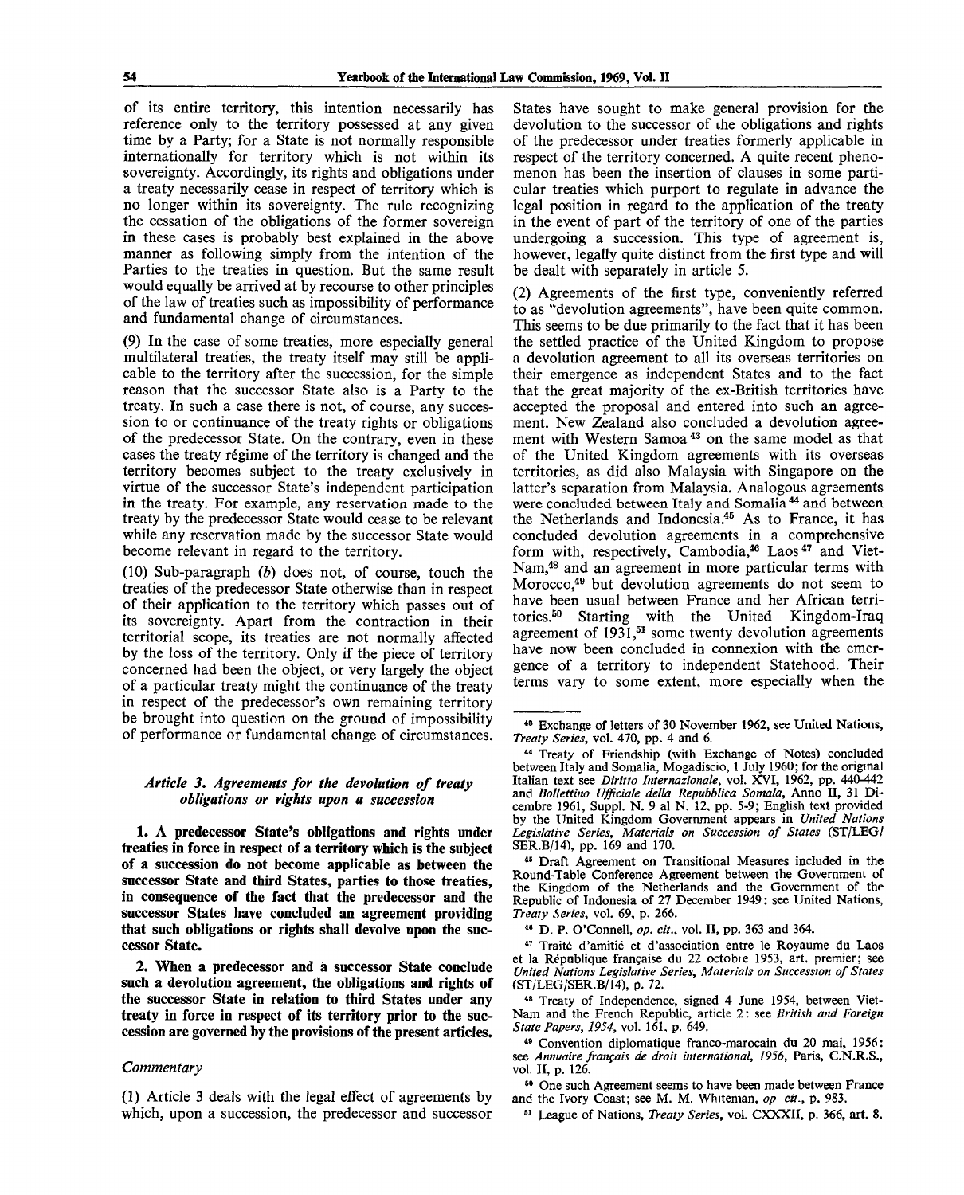of its entire territory, this intention necessarily has reference only to the territory possessed at any given time by a Party; for a State is not normally responsible internationally for territory which is not within its sovereignty. Accordingly, its rights and obligations under a treaty necessarily cease in respect of territory which is no longer within its sovereignty. The rule recognizing the cessation of the obligations of the former sovereign in these cases is probably best explained in the above manner as following simply from the intention of the Parties to the treaties in question. But the same result would equally be arrived at by recourse to other principles of the law of treaties such as impossibility of performance and fundamental change of circumstances.

(9) In the case of some treaties, more especially general multilateral treaties, the treaty itself may still be applicable to the territory after the succession, for the simple reason that the successor State also is a Party to the treaty. In such a case there is not, of course, any succession to or continuance of the treaty rights or obligations of the predecessor State. On the contrary, even in these cases the treaty régime of the territory is changed and the territory becomes subject to the treaty exclusively in virtue of the successor State's independent participation in the treaty. For example, any reservation made to the treaty by the predecessor State would cease to be relevant while any reservation made by the successor State would become relevant in regard to the territory.

(10) Sub-paragraph *(b)* does not, of course, touch the treaties of the predecessor State otherwise than in respect of their application to the territory which passes out of its sovereignty. Apart from the contraction in their territorial scope, its treaties are not normally affected by the loss of the territory. Only if the piece of territory concerned had been the object, or very largely the object of a particular treaty might the continuance of the treaty in respect of the predecessor's own remaining territory be brought into question on the ground of impossibility of performance or fundamental change of circumstances.

### *Article 3. Agreements for the devolution of treaty obligations or rights upon a succession*

**1. A predecessor State's obligations and rights under treaties in force in respect of a territory which is the subject of a succession do not become applicable as between the successor State and third States, parties to those treaties, in consequence of the fact that the predecessor and the successor States have concluded an agreement providing that such obligations or rights shall devolve upon the successor State.**

**2. When a predecessor and a successor State conclude such a devolution agreement, the obligations and rights of the successor State in relation to third States under any treaty in force in respect of its territory prior to the succession are governed by the provisions of the present articles.**

*Commentary*

(1) Article 3 deals with the legal effect of agreements by which, upon a succession, the predecessor and successor States have sought to make general provision for the devolution to the successor of the obligations and rights of the predecessor under treaties formerly applicable in respect of the territory concerned. A quite recent phenomenon has been the insertion of clauses in some particular treaties which purport to regulate in advance the legal position in regard to the application of the treaty in the event of part of the territory of one of the parties undergoing a succession. This type of agreement is, however, legally quite distinct from the first type and will be dealt with separately in article 5.

(2) Agreements of the first type, conveniently referred to as "devolution agreements", have been quite common. This seems to be due primarily to the fact that it has been the settled practice of the United Kingdom to propose a devolution agreement to all its overseas territories on their emergence as independent States and to the fact that the great majority of the ex-British territories have accepted the proposal and entered into such an agreement. New Zealand also concluded a devolution agreement with Western Samoa [43] on the same model as that of the United Kingdom agreements with its overseas territories, as did also Malaysia with Singapore on the latter's separation from Malaysia. Analogous agreements were concluded between Italy and Somalia [44] and between the Netherlands and Indonesia.[45] As to France, it has concluded devolution agreements in a comprehensive form with, respectively, Cambodia,[46] Laos [47] and Viet-Nam,[48] and an agreement in more particular terms with Morocco,[49] but devolution agreements do not seem to have been usual between France and her African territories.[50] Starting with the United Kingdom-Iraq agreement of 1931,[51] some twenty devolution agreements have now been concluded in connexion with the emergence of a territory to independent Statehood. Their terms vary to some extent, more especially when the

---

[43] Exchange of letters of 30 November 1962, see United Nations, *Treaty Series*, vol. 470, pp. 4 and 6.

[44] Treaty of Friendship (with Exchange of Notes) concluded between Italy and Somalia, Mogadiscio, 1 July 1960; for the original Italian text see *Diritto Internazionale*, vol. XVI, 1962, pp. 440-442 and *Bollettino Ufficiale della Repubblica Somala*, Anno II, 31 Dicembre 1961, Suppl. N. 9 al N. 12, pp. 5-9; English text provided by the United Kingdom Government appears in *United Nations Legislative Series, Materials on Succession of States* (ST/LEG/SER.B/14), pp. 169 and 170.

[45] Draft Agreement on Transitional Measures included in the Round-Table Conference Agreement between the Government of the Kingdom of the Netherlands and the Government of the Republic of Indonesia of 27 December 1949: see United Nations, *Treaty Series*, vol. 69, p. 266.

[46] D. P. O'Connell, *op. cit.*, vol. II, pp. 363 and 364.

[47] Traité d'amitié et d'association entre le Royaume du Laos et la République française du 22 octobre 1953, art. premier; see *United Nations Legislative Series, Materials on Succession of States* (ST/LEG/SER.B/14), p. 72.

[48] Treaty of Independence, signed 4 June 1954, between Viet-Nam and the French Republic, article 2: see *British and Foreign State Papers, 1954*, vol. 161, p. 649.

[49] Convention diplomatique franco-marocain du 20 mai, 1956: see *Annuaire français de droit international, 1956*, Paris, C.N.R.S., vol. II, p. 126.

[50] One such Agreement seems to have been made between France and the Ivory Coast; see M. M. Whiteman, *op cit.*, p. 983.

[51] League of Nations, *Treaty Series*, vol. CXXXII, p. 366, art. 8.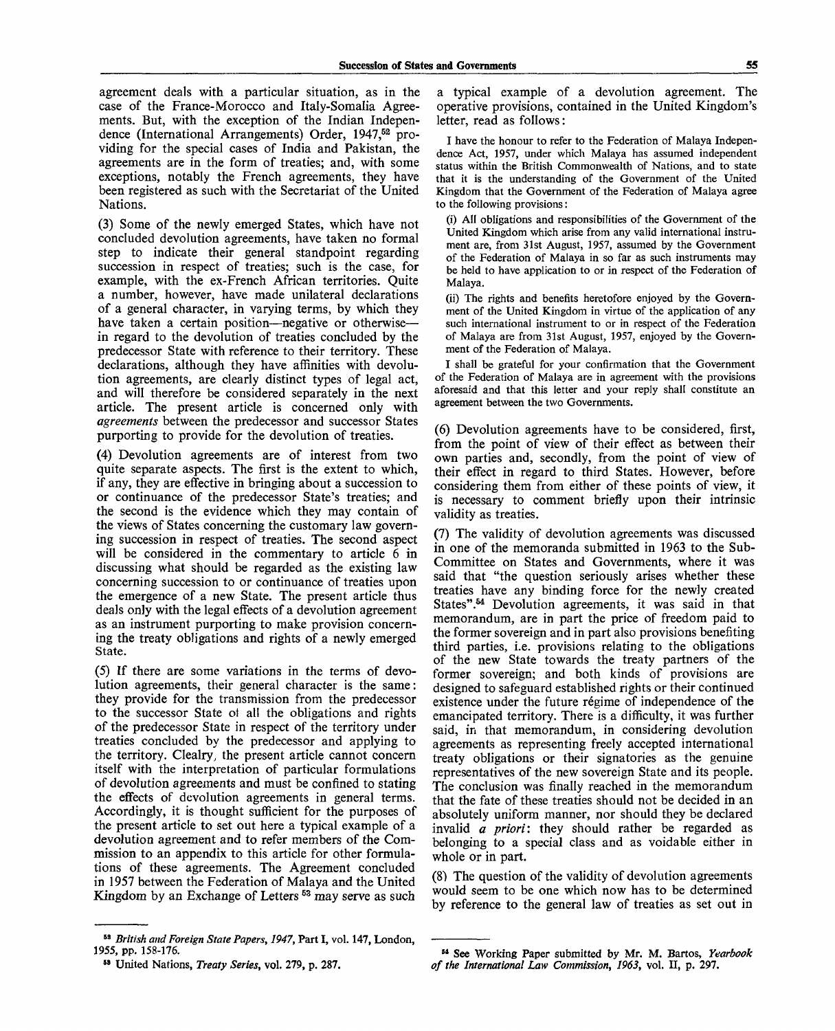agreement deals with a particular situation, as in the case of the France-Morocco and Italy-Somalia Agreements. But, with the exception of the Indian Independence (International Arrangements) Order, 1947,[52] providing for the special cases of India and Pakistan, the agreements are in the form of treaties; and, with some exceptions, notably the French agreements, they have been registered as such with the Secretariat of the United Nations.

(3) Some of the newly emerged States, which have not concluded devolution agreements, have taken no formal step to indicate their general standpoint regarding succession in respect of treaties; such is the case, for example, with the ex-French African territories. Quite a number, however, have made unilateral declarations of a general character, in varying terms, by which they have taken a certain position—negative or otherwise—in regard to the devolution of treaties concluded by the predecessor State with reference to their territory. These declarations, although they have affinities with devolution agreements, are clearly distinct types of legal act, and will therefore be considered separately in the next article. The present article is concerned only with *agreements* between the predecessor and successor States purporting to provide for the devolution of treaties.

(4) Devolution agreements are of interest from two quite separate aspects. The first is the extent to which, if any, they are effective in bringing about a succession to or continuance of the predecessor State's treaties; and the second is the evidence which they may contain of the views of States concerning the customary law governing succession in respect of treaties. The second aspect will be considered in the commentary to article 6 in discussing what should be regarded as the existing law concerning succession to or continuance of treaties upon the emergence of a new State. The present article thus deals only with the legal effects of a devolution agreement as an instrument purporting to make provision concerning the treaty obligations and rights of a newly emerged State.

(5) If there are some variations in the terms of devolution agreements, their general character is the same: they provide for the transmission from the predecessor to the successor State of all the obligations and rights of the predecessor State in respect of the territory under treaties concluded by the predecessor and applying to the territory. Clealry, the present article cannot concern itself with the interpretation of particular formulations of devolution agreements and must be confined to stating the effects of devolution agreements in general terms. Accordingly, it is thought sufficient for the purposes of the present article to set out here a typical example of a devolution agreement and to refer members of the Commission to an appendix to this article for other formulations of these agreements. The Agreement concluded in 1957 between the Federation of Malaya and the United Kingdom by an Exchange of Letters[53] may serve as such a typical example of a devolution agreement. The operative provisions, contained in the United Kingdom's letter, read as follows:

> I have the honour to refer to the Federation of Malaya Independence Act, 1957, under which Malaya has assumed independent status within the British Commonwealth of Nations, and to state that it is the understanding of the Government of the United Kingdom that the Government of the Federation of Malaya agree to the following provisions:
>
> (i) All obligations and responsibilities of the Government of the United Kingdom which arise from any valid international instrument are, from 31st August, 1957, assumed by the Government of the Federation of Malaya in so far as such instruments may be held to have application to or in respect of the Federation of Malaya.
>
> (ii) The rights and benefits heretofore enjoyed by the Government of the United Kingdom in virtue of the application of any such international instrument to or in respect of the Federation of Malaya are from 31st August, 1957, enjoyed by the Government of the Federation of Malaya.
>
> I shall be grateful for your confirmation that the Government of the Federation of Malaya are in agreement with the provisions aforesaid and that this letter and your reply shall constitute an agreement between the two Governments.

(6) Devolution agreements have to be considered, first, from the point of view of their effect as between their own parties and, secondly, from the point of view of their effect in regard to third States. However, before considering them from either of these points of view, it is necessary to comment briefly upon their intrinsic validity as treaties.

(7) The validity of devolution agreements was discussed in one of the memoranda submitted in 1963 to the Sub-Committee on States and Governments, where it was said that "the question seriously arises whether these treaties have any binding force for the newly created States".[54] Devolution agreements, it was said in that memorandum, are in part the price of freedom paid to the former sovereign and in part also provisions benefiting third parties, i.e. provisions relating to the obligations of the new State towards the treaty partners of the former sovereign; and both kinds of provisions are designed to safeguard established rights or their continued existence under the future régime of independence of the emancipated territory. There is a difficulty, it was further said, in that memorandum, in considering devolution agreements as representing freely accepted international treaty obligations or their signatories as the genuine representatives of the new sovereign State and its people. The conclusion was finally reached in the memorandum that the fate of these treaties should not be decided in an absolutely uniform manner, nor should they be declared invalid *a priori*: they should rather be regarded as belonging to a special class and as voidable either in whole or in part.

(8) The question of the validity of devolution agreements would seem to be one which now has to be determined by reference to the general law of treaties as set out in

---

[52] *British and Foreign State Papers, 1947*, Part I, vol. 147, London, 1955, pp. 158-176.

[53] United Nations, *Treaty Series*, vol. 279, p. 287.

[54] See Working Paper submitted by Mr. M. Bartos, *Yearbook of the International Law Commission, 1963*, vol. II, p. 297.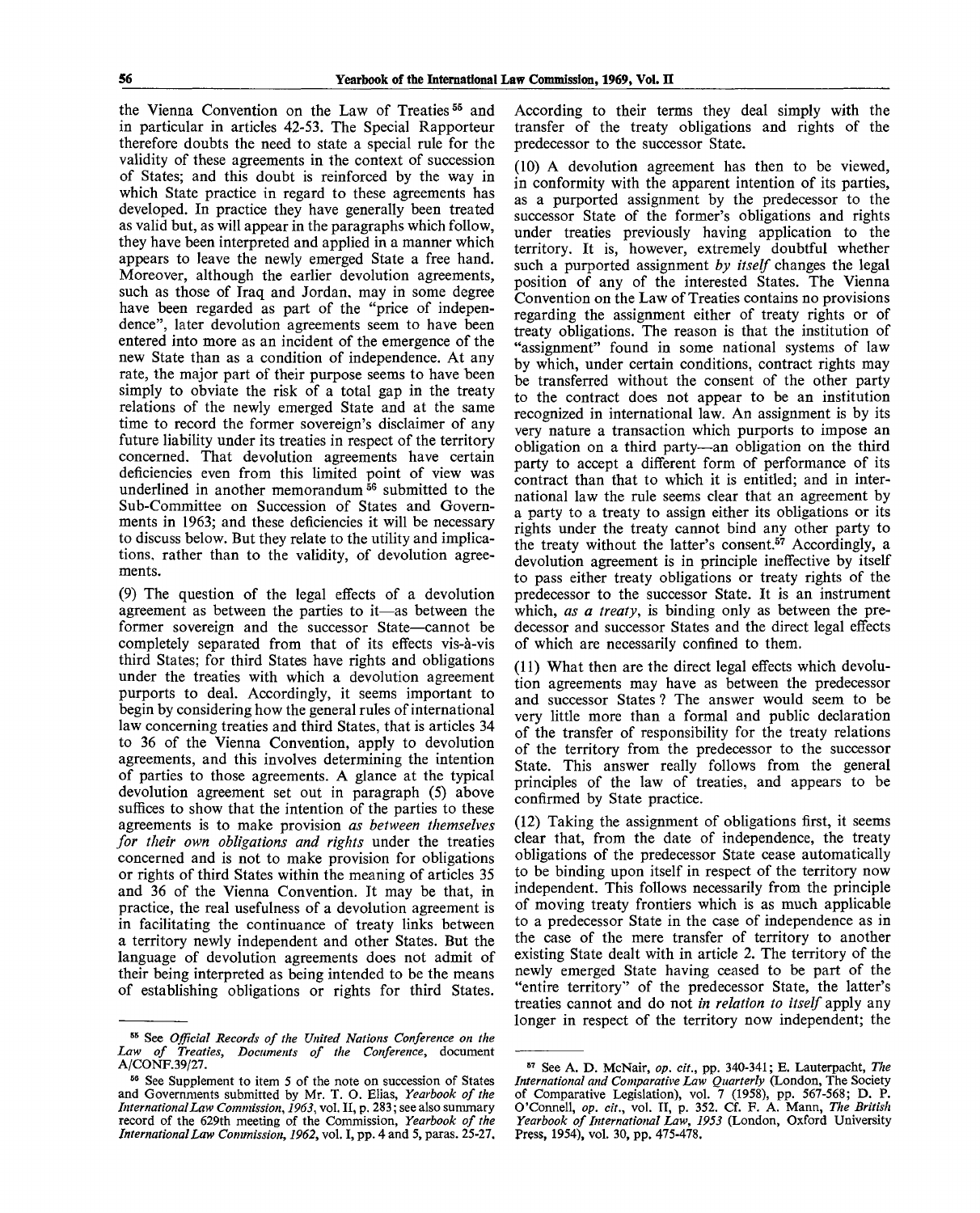the Vienna Convention on the Law of Treaties[55] and in particular in articles 42-53. The Special Rapporteur therefore doubts the need to state a special rule for the validity of these agreements in the context of succession of States; and this doubt is reinforced by the way in which State practice in regard to these agreements has developed. In practice they have generally been treated as valid but, as will appear in the paragraphs which follow, they have been interpreted and applied in a manner which appears to leave the newly emerged State a free hand. Moreover, although the earlier devolution agreements, such as those of Iraq and Jordan, may in some degree have been regarded as part of the "price of independence", later devolution agreements seem to have been entered into more as an incident of the emergence of the new State than as a condition of independence. At any rate, the major part of their purpose seems to have been simply to obviate the risk of a total gap in the treaty relations of the newly emerged State and at the same time to record the former sovereign's disclaimer of any future liability under its treaties in respect of the territory concerned. That devolution agreements have certain deficiencies even from this limited point of view was underlined in another memorandum[56] submitted to the Sub-Committee on Succession of States and Governments in 1963; and these deficiencies it will be necessary to discuss below. But they relate to the utility and implications, rather than to the validity, of devolution agreements.

(9) The question of the legal effects of a devolution agreement as between the parties to it—as between the former sovereign and the successor State—cannot be completely separated from that of its effects vis-à-vis third States; for third States have rights and obligations under the treaties with which a devolution agreement purports to deal. Accordingly, it seems important to begin by considering how the general rules of international law concerning treaties and third States, that is articles 34 to 36 of the Vienna Convention, apply to devolution agreements, and this involves determining the intention of parties to those agreements. A glance at the typical devolution agreement set out in paragraph (5) above suffices to show that the intention of the parties to these agreements is to make provision *as between themselves for their own obligations and rights* under the treaties concerned and is not to make provision for obligations or rights of third States within the meaning of articles 35 and 36 of the Vienna Convention. It may be that, in practice, the real usefulness of a devolution agreement is in facilitating the continuance of treaty links between a territory newly independent and other States. But the language of devolution agreements does not admit of their being interpreted as being intended to be the means of establishing obligations or rights for third States. According to their terms they deal simply with the transfer of the treaty obligations and rights of the predecessor to the successor State.

(10) A devolution agreement has then to be viewed, in conformity with the apparent intention of its parties, as a purported assignment by the predecessor to the successor State of the former's obligations and rights under treaties previously having application to the territory. It is, however, extremely doubtful whether such a purported assignment *by itself* changes the legal position of any of the interested States. The Vienna Convention on the Law of Treaties contains no provisions regarding the assignment either of treaty rights or of treaty obligations. The reason is that the institution of "assignment" found in some national systems of law by which, under certain conditions, contract rights may be transferred without the consent of the other party to the contract does not appear to be an institution recognized in international law. An assignment is by its very nature a transaction which purports to impose an obligation on a third party—an obligation on the third party to accept a different form of performance of its contract than that to which it is entitled; and in international law the rule seems clear that an agreement by a party to a treaty to assign either its obligations or its rights under the treaty cannot bind any other party to the treaty without the latter's consent.[57] Accordingly, a devolution agreement is in principle ineffective by itself to pass either treaty obligations or treaty rights of the predecessor to the successor State. It is an instrument which, *as a treaty*, is binding only as between the predecessor and successor States and the direct legal effects of which are necessarily confined to them.

(11) What then are the direct legal effects which devolution agreements may have as between the predecessor and successor States? The answer would seem to be very little more than a formal and public declaration of the transfer of responsibility for the treaty relations of the territory from the predecessor to the successor State. This answer really follows from the general principles of the law of treaties, and appears to be confirmed by State practice.

(12) Taking the assignment of obligations first, it seems clear that, from the date of independence, the treaty obligations of the predecessor State cease automatically to be binding upon itself in respect of the territory now independent. This follows necessarily from the principle of moving treaty frontiers which is as much applicable to a predecessor State in the case of independence as in the case of the mere transfer of territory to another existing State dealt with in article 2. The territory of the newly emerged State having ceased to be part of the "entire territory" of the predecessor State, the latter's treaties cannot and do not *in relation to itself* apply any longer in respect of the territory now independent; the

---

[55] See *Official Records of the United Nations Conference on the Law of Treaties, Documents of the Conference*, document A/CONF.39/27.

[56] See Supplement to item 5 of the note on succession of States and Governments submitted by Mr. T. O. Elias, *Yearbook of the International Law Commission, 1963*, vol. II, p. 283; see also summary record of the 629th meeting of the Commission, *Yearbook of the International Law Commission, 1962*, vol. I, pp. 4 and 5, paras. 25-27.

[57] See A. D. McNair, *op. cit.*, pp. 340-341; E. Lauterpacht, *The International and Comparative Law Quarterly* (London, The Society of Comparative Legislation), vol. 7 (1958), pp. 567-568; D. P. O'Connell, *op. cit.*, vol. II, p. 352. Cf. F. A. Mann, *The British Yearbook of International Law, 1953* (London, Oxford University Press, 1954), vol. 30, pp. 475-478.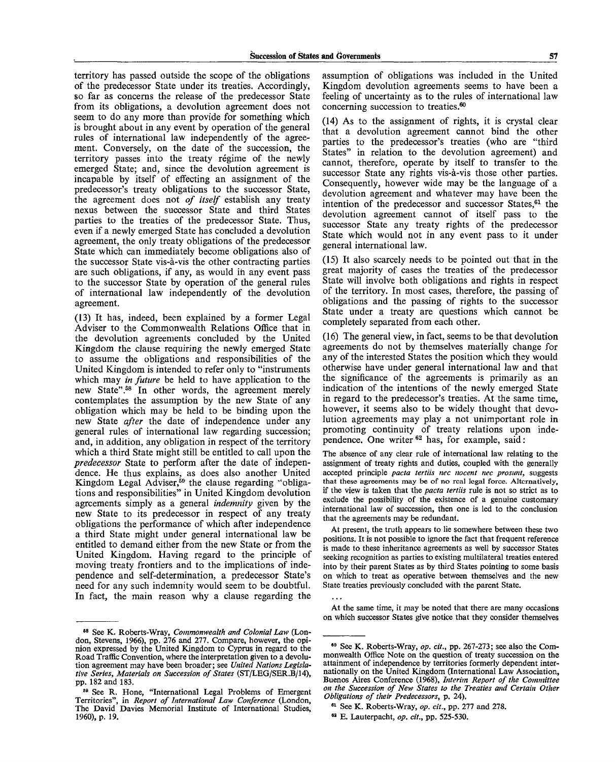territory has passed outside the scope of the obligations of the predecessor State under its treaties. Accordingly, so far as concerns the release of the predecessor State from its obligations, a devolution agreement does not seem to do any more than provide for something which is brought about in any event by operation of the general rules of international law independently of the agreement. Conversely, on the date of the succession, the territory passes into the treaty régime of the newly emerged State; and, since the devolution agreement is incapable by itself of effecting an assignment of the predecessor's treaty obligations to the successor State, the agreement does not *of itself* establish any treaty nexus between the successor State and third States parties to the treaties of the predecessor State. Thus, even if a newly emerged State has concluded a devolution agreement, the only treaty obligations of the predecessor State which can immediately become obligations also of the successor State vis-à-vis the other contracting parties are such obligations, if any, as would in any event pass to the successor State by operation of the general rules of international law independently of the devolution agreement.

(13) It has, indeed, been explained by a former Legal Adviser to the Commonwealth Relations Office that in the devolution agreements concluded by the United Kingdom the clause requiring the newly emerged State to assume the obligations and responsibilities of the United Kingdom is intended to refer only to "instruments which may *in future* be held to have application to the new State".[58] In other words, the agreement merely contemplates the assumption by the new State of any obligation which may be held to be binding upon the new State *after* the date of independence under any general rules of international law regarding succession; and, in addition, any obligation in respect of the territory which a third State might still be entitled to call upon the *predecessor* State to perform after the date of independence. He thus explains, as does also another United Kingdom Legal Adviser,[59] the clause regarding "obligations and responsibilities" in United Kingdom devolution agreements simply as a general *indemnity* given by the new State to its predecessor in respect of any treaty obligations the performance of which after independence a third State might under general international law be entitled to demand either from the new State or from the United Kingdom. Having regard to the principle of moving treaty frontiers and to the implications of independence and self-determination, a predecessor State's need for any such indemnity would seem to be doubtful. In fact, the main reason why a clause regarding the assumption of obligations was included in the United Kingdom devolution agreements seems to have been a feeling of uncertainty as to the rules of international law concerning succession to treaties.[60]

(14) As to the assignment of rights, it is crystal clear that a devolution agreement cannot bind the other parties to the predecessor's treaties (who are "third States" in relation to the devolution agreement) and cannot, therefore, operate by itself to transfer to the successor State any rights vis-à-vis those other parties. Consequently, however wide may be the language of a devolution agreement and whatever may have been the intention of the predecessor and successor States,[61] the devolution agreement cannot of itself pass to the successor State any treaty rights of the predecessor State which would not in any event pass to it under general international law.

(15) It also scarcely needs to be pointed out that in the great majority of cases the treaties of the predecessor State will involve both obligations and rights in respect of the territory. In most cases, therefore, the passing of obligations and the passing of rights to the successor State under a treaty are questions which cannot be completely separated from each other.

(16) The general view, in fact, seems to be that devolution agreements do not by themselves materially change for any of the interested States the position which they would otherwise have under general international law and that the significance of the agreements is primarily as an indication of the intentions of the newly emerged State in regard to the predecessor's treaties. At the same time, however, it seems also to be widely thought that devolution agreements may play a not unimportant role in promoting continuity of treaty relations upon independence. One writer[62] has, for example, said:

> The absence of any clear rule of international law relating to the assignment of treaty rights and duties, coupled with the generally accepted principle *pacta tertiis nec nocent nec prosunt*, suggests that these agreements may be of no real legal force. Alternatively, if the view is taken that the *pacta tertiis* rule is not so strict as to exclude the possibility of the existence of a genuine customary international law of succession, then one is led to the conclusion that the agreements may be redundant.
>
> At present, the truth appears to lie somewhere between these two positions. It is not possible to ignore the fact that frequent reference is made to these inheritance agreements as well by successor States seeking recognition as parties to existing multilateral treaties entered into by their parent States as by third States pointing to some basis on which to treat as operative between themselves and the new State treaties previously concluded with the parent State.
>
> ...
>
> At the same time, it may be noted that there are many occasions on which successor States give notice that they consider themselves

---

[58] See K. Roberts-Wray, *Commonwealth and Colonial Law* (London, Stevens, 1966), pp. 276 and 277. Compare, however, the opinion expressed by the United Kingdom to Cyprus in regard to the Road Traffic Convention, where the interpretation given to a devolution agreement may have been broader; see *United Nations Legislative Series, Materials on Succession of States* (ST/LEG/SER.B/14), pp. 182 and 183.

[59] See R. Hone, "International Legal Problems of Emergent Territories", in *Report of International Law Conference* (London, The David Davies Memorial Institute of International Studies, 1960), p. 19.

[60] See K. Roberts-Wray, *op. cit.*, pp. 267-273; see also the Commonwealth Office Note on the question of treaty succession on the attainment of independence by territories formerly dependent internationally on the United Kingdom (International Law Association, Buenos Aires Conference (1968), *Interim Report of the Committee on the Succession of New States to the Treaties and Certain Other Obligations of their Predecessors*, p. 24).

[61] See K. Roberts-Wray, *op. cit.*, pp. 277 and 278.

[62] E. Lauterpacht, *op. cit.*, pp. 525-530.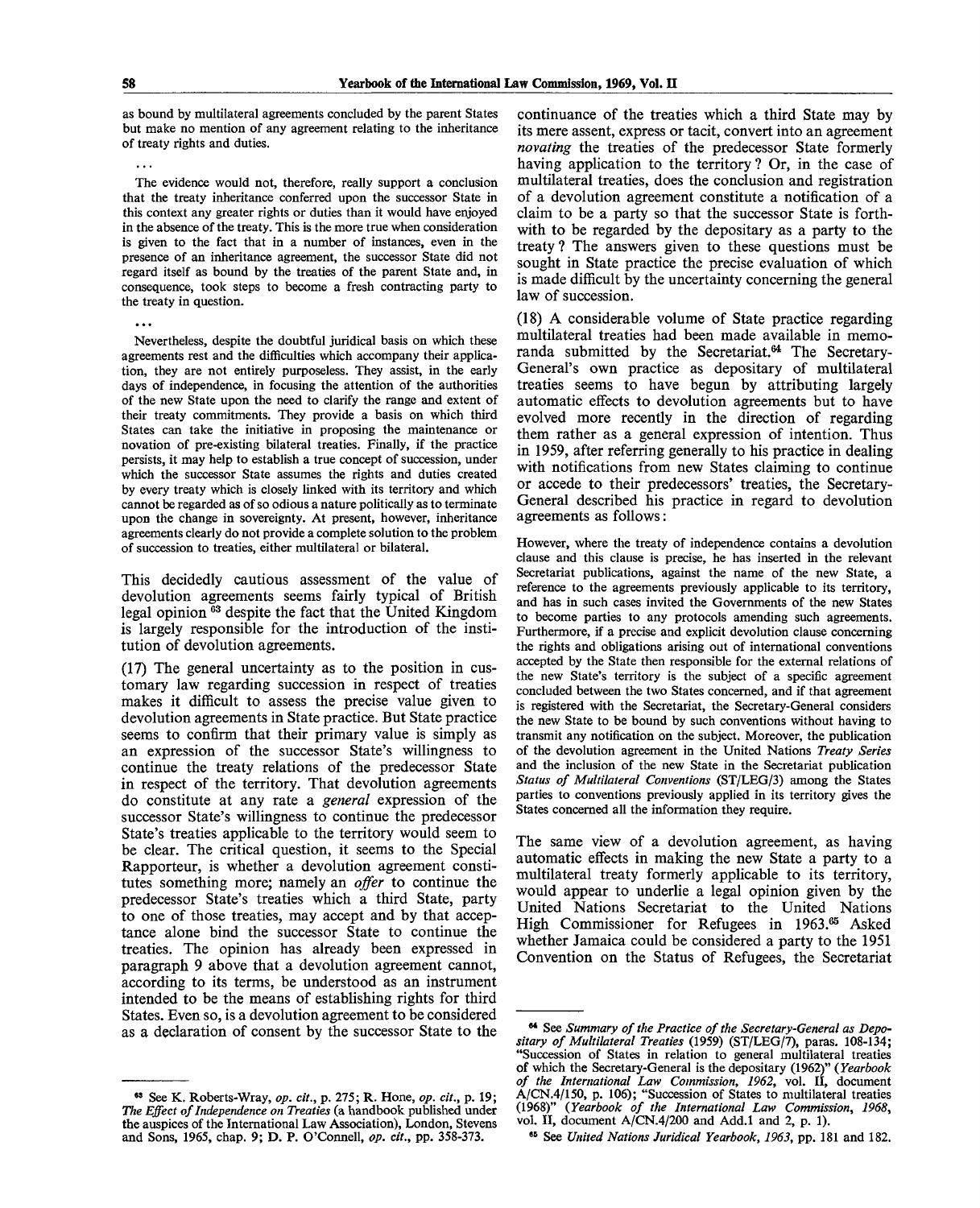as bound by multilateral agreements concluded by the parent States but make no mention of any agreement relating to the inheritance of treaty rights and duties.

. . .

The evidence would not, therefore, really support a conclusion that the treaty inheritance conferred upon the successor State in this context any greater rights or duties than it would have enjoyed in the absence of the treaty. This is the more true when consideration is given to the fact that in a number of instances, even in the presence of an inheritance agreement, the successor State did not regard itself as bound by the treaties of the parent State and, in consequence, took steps to become a fresh contracting party to the treaty in question.

. . .

Nevertheless, despite the doubtful juridical basis on which these agreements rest and the difficulties which accompany their application, they are not entirely purposeless. They assist, in the early days of independence, in focusing the attention of the authorities of the new State upon the need to clarify the range and extent of their treaty commitments. They provide a basis on which third States can take the initiative in proposing the maintenance or novation of pre-existing bilateral treaties. Finally, if the practice persists, it may help to establish a true concept of succession, under which the successor State assumes the rights and duties created by every treaty which is closely linked with its territory and which cannot be regarded as of so odious a nature politically as to terminate upon the change in sovereignty. At present, however, inheritance agreements clearly do not provide a complete solution to the problem of succession to treaties, either multilateral or bilateral.

This decidedly cautious assessment of the value of devolution agreements seems fairly typical of British legal opinion [63] despite the fact that the United Kingdom is largely responsible for the introduction of the institution of devolution agreements.

(17) The general uncertainty as to the position in customary law regarding succession in respect of treaties makes it difficult to assess the precise value given to devolution agreements in State practice. But State practice seems to confirm that their primary value is simply as an expression of the successor State's willingness to continue the treaty relations of the predecessor State in respect of the territory. That devolution agreements do constitute at any rate a *general* expression of the successor State's willingness to continue the predecessor State's treaties applicable to the territory would seem to be clear. The critical question, it seems to the Special Rapporteur, is whether a devolution agreement constitutes something more; namely an *offer* to continue the predecessor State's treaties which a third State, party to one of those treaties, may accept and by that acceptance alone bind the successor State to continue the treaties. The opinion has already been expressed in paragraph 9 above that a devolution agreement cannot, according to its terms, be understood as an instrument intended to be the means of establishing rights for third States. Even so, is a devolution agreement to be considered as a declaration of consent by the successor State to the continuance of the treaties which a third State may by its mere assent, express or tacit, convert into an agreement *novating* the treaties of the predecessor State formerly having application to the territory? Or, in the case of multilateral treaties, does the conclusion and registration of a devolution agreement constitute a notification of a claim to be a party so that the successor State is forthwith to be regarded by the depositary as a party to the treaty? The answers given to these questions must be sought in State practice the precise evaluation of which is made difficult by the uncertainty concerning the general law of succession.

(18) A considerable volume of State practice regarding multilateral treaties had been made available in memoranda submitted by the Secretariat.[64] The Secretary-General's own practice as depositary of multilateral treaties seems to have begun by attributing largely automatic effects to devolution agreements but to have evolved more recently in the direction of regarding them rather as a general expression of intention. Thus in 1959, after referring generally to his practice in dealing with notifications from new States claiming to continue or accede to their predecessors' treaties, the Secretary-General described his practice in regard to devolution agreements as follows:

However, where the treaty of independence contains a devolution clause and this clause is precise, he has inserted in the relevant Secretariat publications, against the name of the new State, a reference to the agreements previously applicable to its territory, and has in such cases invited the Governments of the new States to become parties to any protocols amending such agreements. Furthermore, if a precise and explicit devolution clause concerning the rights and obligations arising out of international conventions accepted by the State then responsible for the external relations of the new State's territory is the subject of a specific agreement concluded between the two States concerned, and if that agreement is registered with the Secretariat, the Secretary-General considers the new State to be bound by such conventions without having to transmit any notification on the subject. Moreover, the publication of the devolution agreement in the United Nations *Treaty Series* and the inclusion of the new State in the Secretariat publication *Status of Multilateral Conventions* (ST/LEG/3) among the States parties to conventions previously applied in its territory gives the States concerned all the information they require.

The same view of a devolution agreement, as having automatic effects in making the new State a party to a multilateral treaty formerly applicable to its territory, would appear to underlie a legal opinion given by the United Nations Secretariat to the United Nations High Commissioner for Refugees in 1963.[65] Asked whether Jamaica could be considered a party to the 1951 Convention on the Status of Refugees, the Secretariat

---

[63] See K. Roberts-Wray, *op. cit.*, p. 275; R. Hone, *op. cit.*, p. 19; *The Effect of Independence on Treaties* (a handbook published under the auspices of the International Law Association), London, Stevens and Sons, 1965, chap. 9; D. P. O'Connell, *op. cit.*, pp. 358-373.

[64] See *Summary of the Practice of the Secretary-General as Depositary of Multilateral Treaties* (1959) (ST/LEG/7), paras. 108-134; "Succession of States in relation to general multilateral treaties of which the Secretary-General is the depositary (1962)" (*Yearbook of the International Law Commission, 1962*, vol. II, document A/CN.4/150, p. 106); "Succession of States to multilateral treaties (1968)" (*Yearbook of the International Law Commission, 1968*, vol. II, document A/CN.4/200 and Add.1 and 2, p. 1).

[65] See *United Nations Juridical Yearbook, 1963*, pp. 181 and 182.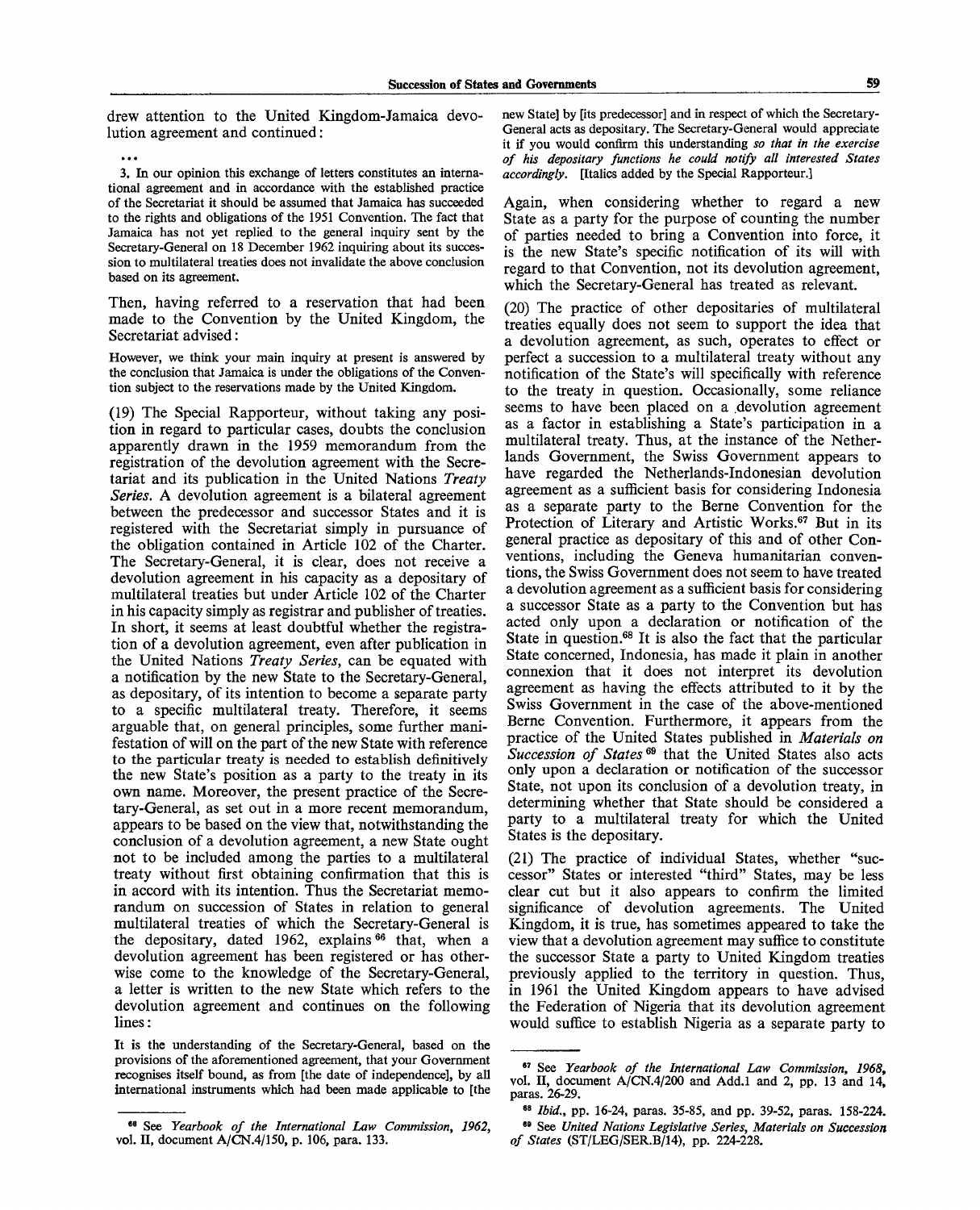drew attention to the United Kingdom-Jamaica devolution agreement and continued:

...

3. In our opinion this exchange of letters constitutes an international agreement and in accordance with the established practice of the Secretariat it should be assumed that Jamaica has succeeded to the rights and obligations of the 1951 Convention. The fact that Jamaica has not yet replied to the general inquiry sent by the Secretary-General on 18 December 1962 inquiring about its succession to multilateral treaties does not invalidate the above conclusion based on its agreement.

Then, having referred to a reservation that had been made to the Convention by the United Kingdom, the Secretariat advised:

However, we think your main inquiry at present is answered by the conclusion that Jamaica is under the obligations of the Convention subject to the reservations made by the United Kingdom.

(19) The Special Rapporteur, without taking any position in regard to particular cases, doubts the conclusion apparently drawn in the 1959 memorandum from the registration of the devolution agreement with the Secretariat and its publication in the United Nations *Treaty Series*. A devolution agreement is a bilateral agreement between the predecessor and successor States and it is registered with the Secretariat simply in pursuance of the obligation contained in Article 102 of the Charter. The Secretary-General, it is clear, does not receive a devolution agreement in his capacity as a depositary of multilateral treaties but under Article 102 of the Charter in his capacity simply as registrar and publisher of treaties. In short, it seems at least doubtful whether the registration of a devolution agreement, even after publication in the United Nations *Treaty Series*, can be equated with a notification by the new State to the Secretary-General, as depositary, of its intention to become a separate party to a specific multilateral treaty. Therefore, it seems arguable that, on general principles, some further manifestation of will on the part of the new State with reference to the particular treaty is needed to establish definitively the new State's position as a party to the treaty in its own name. Moreover, the present practice of the Secretary-General, as set out in a more recent memorandum, appears to be based on the view that, notwithstanding the conclusion of a devolution agreement, a new State ought not to be included among the parties to a multilateral treaty without first obtaining confirmation that this is in accord with its intention. Thus the Secretariat memorandum on succession of States in relation to general multilateral treaties of which the Secretary-General is the depositary, dated 1962, explains[66] that, when a devolution agreement has been registered or has otherwise come to the knowledge of the Secretary-General, a letter is written to the new State which refers to the devolution agreement and continues on the following lines:

It is the understanding of the Secretary-General, based on the provisions of the aforementioned agreement, that your Government recognises itself bound, as from [the date of independence], by all international instruments which had been made applicable to [the new State] by [its predecessor] and in respect of which the Secretary-General acts as depositary. The Secretary-General would appreciate it if you would confirm this understanding *so that in the exercise of his depositary functions he could notify all interested States accordingly.* [Italics added by the Special Rapporteur.]

Again, when considering whether to regard a new State as a party for the purpose of counting the number of parties needed to bring a Convention into force, it is the new State's specific notification of its will with regard to that Convention, not its devolution agreement, which the Secretary-General has treated as relevant.

(20) The practice of other depositaries of multilateral treaties equally does not seem to support the idea that a devolution agreement, as such, operates to effect or perfect a succession to a multilateral treaty without any notification of the State's will specifically with reference to the treaty in question. Occasionally, some reliance seems to have been placed on a devolution agreement as a factor in establishing a State's participation in a multilateral treaty. Thus, at the instance of the Netherlands Government, the Swiss Government appears to have regarded the Netherlands-Indonesian devolution agreement as a sufficient basis for considering Indonesia as a separate party to the Berne Convention for the Protection of Literary and Artistic Works.[67] But in its general practice as depositary of this and of other Conventions, including the Geneva humanitarian conventions, the Swiss Government does not seem to have treated a devolution agreement as a sufficient basis for considering a successor State as a party to the Convention but has acted only upon a declaration or notification of the State in question.[68] It is also the fact that the particular State concerned, Indonesia, has made it plain in another connexion that it does not interpret its devolution agreement as having the effects attributed to it by the Swiss Government in the case of the above-mentioned Berne Convention. Furthermore, it appears from the practice of the United States published in *Materials on Succession of States*[69] that the United States also acts only upon a declaration or notification of the successor State, not upon its conclusion of a devolution treaty, in determining whether that State should be considered a party to a multilateral treaty for which the United States is the depositary.

(21) The practice of individual States, whether "successor" States or interested "third" States, may be less clear cut but it also appears to confirm the limited significance of devolution agreements. The United Kingdom, it is true, has sometimes appeared to take the view that a devolution agreement may suffice to constitute the successor State a party to United Kingdom treaties previously applied to the territory in question. Thus, in 1961 the United Kingdom appears to have advised the Federation of Nigeria that its devolution agreement would suffice to establish Nigeria as a separate party to

---

[66] See *Yearbook of the International Law Commission, 1962*, vol. II, document A/CN.4/150, p. 106, para. 133.

[67] See *Yearbook of the International Law Commission, 1968*, vol. II, document A/CN.4/200 and Add.1 and 2, pp. 13 and 14, paras. 26-29.

[68] *Ibid.*, pp. 16-24, paras. 35-85, and pp. 39-52, paras. 158-224.

[69] See *United Nations Legislative Series, Materials on Succession of States* (ST/LEG/SER.B/14), pp. 224-228.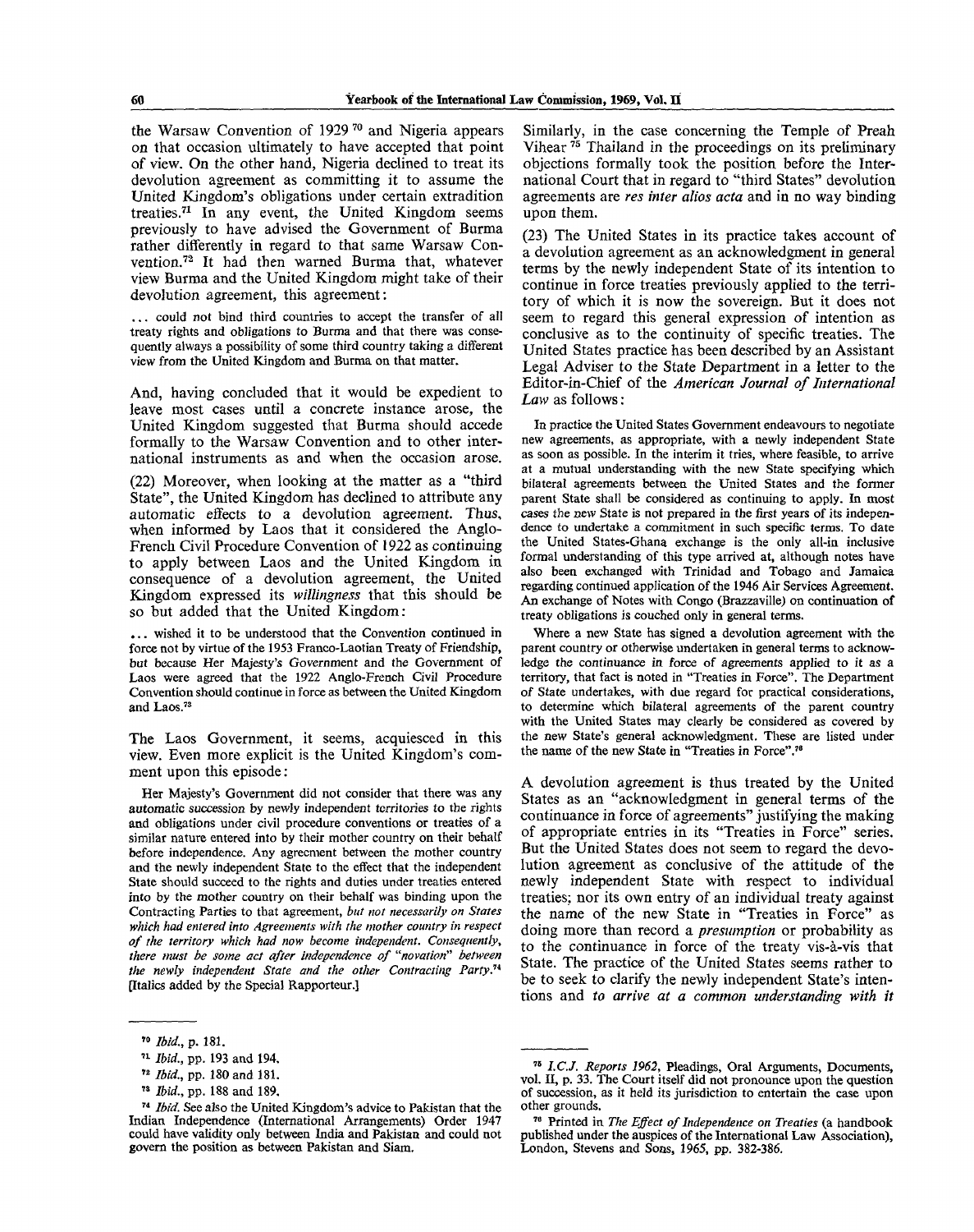the Warsaw Convention of 1929 [70] and Nigeria appears on that occasion ultimately to have accepted that point of view. On the other hand, Nigeria declined to treat its devolution agreement as committing it to assume the United Kingdom's obligations under certain extradition treaties.[71] In any event, the United Kingdom seems previously to have advised the Government of Burma rather differently in regard to that same Warsaw Convention.[72] It had then warned Burma that, whatever view Burma and the United Kingdom might take of their devolution agreement, this agreement:

> ... could not bind third countries to accept the transfer of all treaty rights and obligations to Burma and that there was consequently always a possibility of some third country taking a different view from the United Kingdom and Burma on that matter.

And, having concluded that it would be expedient to leave most cases until a concrete instance arose, the United Kingdom suggested that Burma should accede formally to the Warsaw Convention and to other international instruments as and when the occasion arose.

(22) Moreover, when looking at the matter as a "third State", the United Kingdom has declined to attribute any automatic effects to a devolution agreement. Thus, when informed by Laos that it considered the Anglo-French Civil Procedure Convention of 1922 as continuing to apply between Laos and the United Kingdom in consequence of a devolution agreement, the United Kingdom expressed its *willingness* that this should be so but added that the United Kingdom:

> ... wished it to be understood that the Convention continued in force not by virtue of the 1953 Franco-Laotian Treaty of Friendship, but because Her Majesty's Government and the Government of Laos were agreed that the 1922 Anglo-French Civil Procedure Convention should continue in force as between the United Kingdom and Laos.[73]

The Laos Government, it seems, acquiesced in this view. Even more explicit is the United Kingdom's comment upon this episode:

> Her Majesty's Government did not consider that there was any automatic succession by newly independent territories to the rights and obligations under civil procedure conventions or treaties of a similar nature entered into by their mother country on their behalf before independence. Any agreement between the mother country and the newly independent State to the effect that the independent State should succeed to the rights and duties under treaties entered into by the mother country on their behalf was binding upon the Contracting Parties to that agreement, *but not necessarily on States which had entered into Agreements with the mother country in respect of the territory which had now become independent. Consequently, there must be some act after independence of "novation" between the newly independent State and the other Contracting Party.*[74] [Italics added by the Special Rapporteur.]

Similarly, in the case concerning the Temple of Preah Vihear [75] Thailand in the proceedings on its preliminary objections formally took the position before the International Court that in regard to "third States" devolution agreements are *res inter alios acta* and in no way binding upon them.

(23) The United States in its practice takes account of a devolution agreement as an acknowledgment in general terms by the newly independent State of its intention to continue in force treaties previously applied to the territory of which it is now the sovereign. But it does not seem to regard this general expression of intention as conclusive as to the continuity of specific treaties. The United States practice has been described by an Assistant Legal Adviser to the State Department in a letter to the Editor-in-Chief of the *American Journal of International Law* as follows:

> In practice the United States Government endeavours to negotiate new agreements, as appropriate, with a newly independent State as soon as possible. In the interim it tries, where feasible, to arrive at a mutual understanding with the new State specifying which bilateral agreements between the United States and the former parent State shall be considered as continuing to apply. In most cases the new State is not prepared in the first years of its independence to undertake a commitment in such specific terms. To date the United States-Ghana exchange is the only all-in inclusive formal understanding of this type arrived at, although notes have also been exchanged with Trinidad and Tobago and Jamaica regarding continued application of the 1946 Air Services Agreement. An exchange of Notes with Congo (Brazzaville) on continuation of treaty obligations is couched only in general terms.
>
> Where a new State has signed a devolution agreement with the parent country or otherwise undertaken in general terms to acknowledge the continuance in force of agreements applied to it as a territory, that fact is noted in "Treaties in Force". The Department of State undertakes, with due regard for practical considerations, to determine which bilateral agreements of the parent country with the United States may clearly be considered as covered by the new State's general acknowledgment. These are listed under the name of the new State in "Treaties in Force".[76]

A devolution agreement is thus treated by the United States as an "acknowledgment in general terms of the continuance in force of agreements" justifying the making of appropriate entries in its "Treaties in Force" series. But the United States does not seem to regard the devolution agreement as conclusive of the attitude of the newly independent State with respect to individual treaties; nor its own entry of an individual treaty against the name of the new State in "Treaties in Force" as doing more than record a *presumption* or probability as to the continuance in force of the treaty vis-à-vis that State. The practice of the United States seems rather to be to seek to clarify the newly independent State's intentions and *to arrive at a common understanding with it*

---

[70] *Ibid.*, p. 181.

[71] *Ibid.*, pp. 193 and 194.

[72] *Ibid.*, pp. 180 and 181.

[73] *Ibid.*, pp. 188 and 189.

[74] *Ibid.* See also the United Kingdom's advice to Pakistan that the Indian Independence (International Arrangements) Order 1947 could have validity only between India and Pakistan and could not govern the position as between Pakistan and Siam.

[75] *I.C.J. Reports 1962*, Pleadings, Oral Arguments, Documents, vol. II, p. 33. The Court itself did not pronounce upon the question of succession, as it held its jurisdiction to entertain the case upon other grounds.

[76] Printed in *The Effect of Independence on Treaties* (a handbook published under the auspices of the International Law Association), London, Stevens and Sons, 1965, pp. 382-386.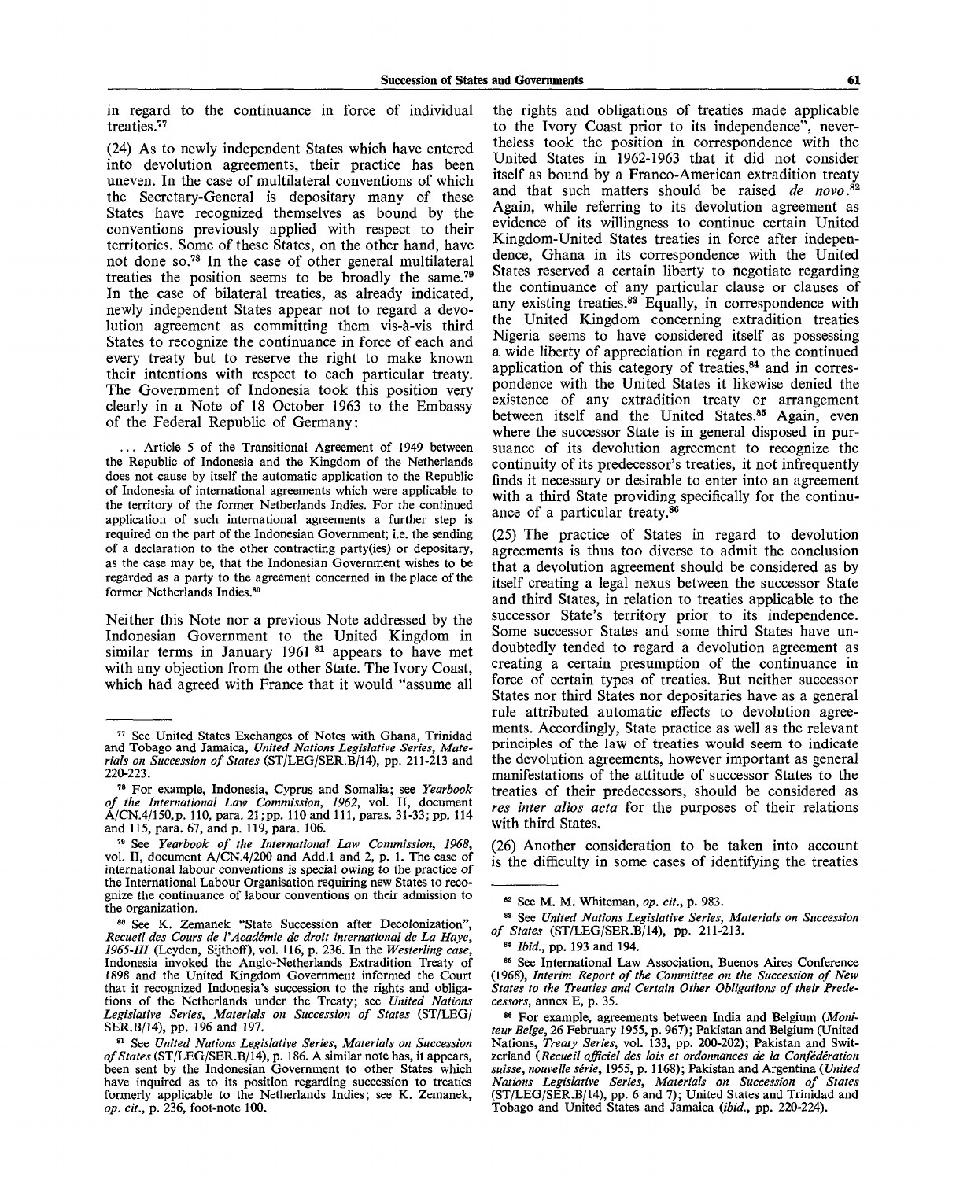in regard to the continuance in force of individual treaties.[77]

(24) As to newly independent States which have entered into devolution agreements, their practice has been uneven. In the case of multilateral conventions of which the Secretary-General is depositary many of these States have recognized themselves as bound by the conventions previously applied with respect to their territories. Some of these States, on the other hand, have not done so.[78] In the case of other general multilateral treaties the position seems to be broadly the same.[79] In the case of bilateral treaties, as already indicated, newly independent States appear not to regard a devolution agreement as committing them vis-à-vis third States to recognize the continuance in force of each and every treaty but to reserve the right to make known their intentions with respect to each particular treaty. The Government of Indonesia took this position very clearly in a Note of 18 October 1963 to the Embassy of the Federal Republic of Germany:

> ... Article 5 of the Transitional Agreement of 1949 between the Republic of Indonesia and the Kingdom of the Netherlands does not cause by itself the automatic application to the Republic of Indonesia of international agreements which were applicable to the territory of the former Netherlands Indies. For the continued application of such international agreements a further step is required on the part of the Indonesian Government; i.e. the sending of a declaration to the other contracting party(ies) or depositary, as the case may be, that the Indonesian Government wishes to be regarded as a party to the agreement concerned in the place of the former Netherlands Indies.[80]

Neither this Note nor a previous Note addressed by the Indonesian Government to the United Kingdom in similar terms in January 1961 [81] appears to have met with any objection from the other State. The Ivory Coast, which had agreed with France that it would "assume all the rights and obligations of treaties made applicable to the Ivory Coast prior to its independence", nevertheless took the position in correspondence with the United States in 1962-1963 that it did not consider itself as bound by a Franco-American extradition treaty and that such matters should be raised *de novo*.[82] Again, while referring to its devolution agreement as evidence of its willingness to continue certain United Kingdom-United States treaties in force after independence, Ghana in its correspondence with the United States reserved a certain liberty to negotiate regarding the continuance of any particular clause or clauses of any existing treaties.[83] Equally, in correspondence with the United Kingdom concerning extradition treaties Nigeria seems to have considered itself as possessing a wide liberty of appreciation in regard to the continued application of this category of treaties,[84] and in correspondence with the United States it likewise denied the existence of any extradition treaty or arrangement between itself and the United States.[85] Again, even where the successor State is in general disposed in pursuance of its devolution agreement to recognize the continuity of its predecessor's treaties, it not infrequently finds it necessary or desirable to enter into an agreement with a third State providing specifically for the continuance of a particular treaty.[86]

(25) The practice of States in regard to devolution agreements is thus too diverse to admit the conclusion that a devolution agreement should be considered as by itself creating a legal nexus between the successor State and third States, in relation to treaties applicable to the successor State's territory prior to its independence. Some successor States and some third States have undoubtedly tended to regard a devolution agreement as creating a certain presumption of the continuance in force of certain types of treaties. But neither successor States nor third States nor depositaries have as a general rule attributed automatic effects to devolution agreements. Accordingly, State practice as well as the relevant principles of the law of treaties would seem to indicate the devolution agreements, however important as general manifestations of the attitude of successor States to the treaties of their predecessors, should be considered as *res inter alios acta* for the purposes of their relations with third States.

(26) Another consideration to be taken into account is the difficulty in some cases of identifying the treaties

---

[77] See United States Exchanges of Notes with Ghana, Trinidad and Tobago and Jamaica, *United Nations Legislative Series, Materials on Succession of States* (ST/LEG/SER.B/14), pp. 211-213 and 220-223.

[78] For example, Indonesia, Cyprus and Somalia; see *Yearbook of the International Law Commission, 1962*, vol. II, document A/CN.4/150, p. 110, para. 21; pp. 110 and 111, paras. 31-33; pp. 114 and 115, para. 67, and p. 119, para. 106.

[79] See *Yearbook of the International Law Commission, 1968*, vol. II, document A/CN.4/200 and Add.1 and 2, p. 1. The case of international labour conventions is special owing to the practice of the International Labour Organisation requiring new States to recognize the continuance of labour conventions on their admission to the organization.

[80] See K. Zemanek "State Succession after Decolonization", *Recueil des Cours de l'Académie de droit international de La Haye, 1965-III* (Leyden, Sijthoff), vol. 116, p. 236. In the *Westerling case*, Indonesia invoked the Anglo-Netherlands Extradition Treaty of 1898 and the United Kingdom Government informed the Court that it recognized Indonesia's succession to the rights and obligations of the Netherlands under the Treaty; see *United Nations Legislative Series, Materials on Succession of States* (ST/LEG/SER.B/14), pp. 196 and 197.

[81] See *United Nations Legislative Series, Materials on Succession of States* (ST/LEG/SER.B/14), p. 186. A similar note has, it appears, been sent by the Indonesian Government to other States which have inquired as to its position regarding succession to treaties formerly applicable to the Netherlands Indies; see K. Zemanek, *op. cit.*, p. 236, foot-note 100.

[82] See M. M. Whiteman, *op. cit.*, p. 983.

[83] See *United Nations Legislative Series, Materials on Succession of States* (ST/LEG/SER.B/14), pp. 211-213.

[84] *Ibid.*, pp. 193 and 194.

[85] See International Law Association, Buenos Aires Conference (1968), *Interim Report of the Committee on the Succession of New States to the Treaties and Certain Other Obligations of their Predecessors*, annex E, p. 35.

[86] For example, agreements between India and Belgium (*Moniteur Belge*, 26 February 1955, p. 967); Pakistan and Belgium (United Nations, *Treaty Series*, vol. 133, pp. 200-202); Pakistan and Switzerland (*Recueil officiel des lois et ordonnances de la Confédération suisse, nouvelle série*, 1955, p. 1168); Pakistan and Argentina (*United Nations Legislative Series, Materials on Succession of States* (ST/LEG/SER.B/14), pp. 6 and 7); United States and Trinidad and Tobago and United States and Jamaica (*ibid.*, pp. 220-224).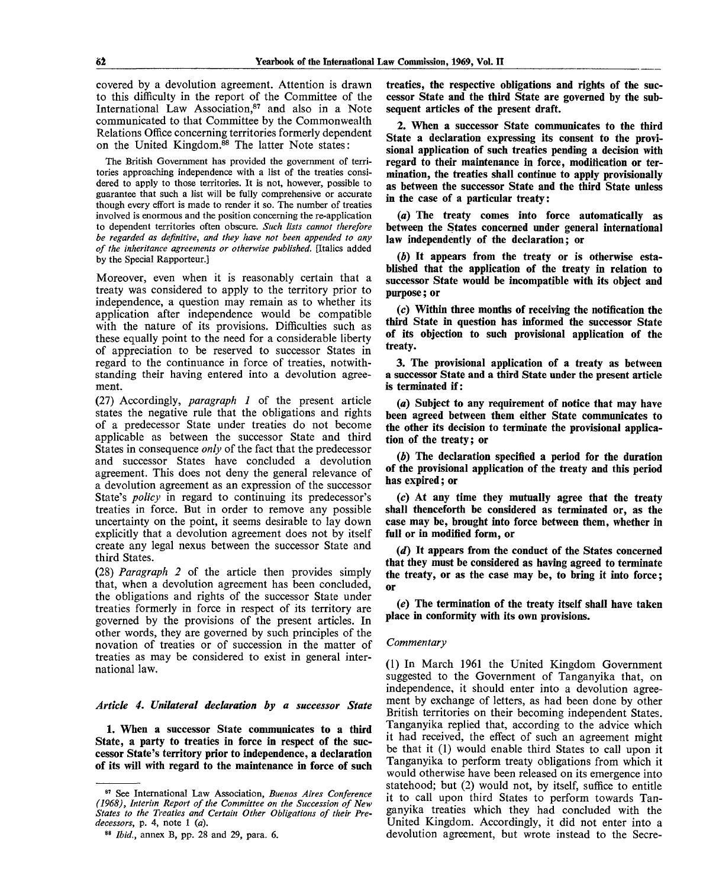covered by a devolution agreement. Attention is drawn to this difficulty in the report of the Committee of the International Law Association,[87] and also in a Note communicated to that Committee by the Commonwealth Relations Office concerning territories formerly dependent on the United Kingdom.[88] The latter Note states:

> The British Government has provided the government of territories approaching independence with a list of the treaties considered to apply to those territories. It is not, however, possible to guarantee that such a list will be fully comprehensive or accurate though every effort is made to render it so. The number of treaties involved is enormous and the position concerning the re-application to dependent territories often obscure. *Such lists cannot therefore be regarded as definitive, and they have not been appended to any of the inheritance agreements or otherwise published.* [Italics added by the Special Rapporteur.]

Moreover, even when it is reasonably certain that a treaty was considered to apply to the territory prior to independence, a question may remain as to whether its application after independence would be compatible with the nature of its provisions. Difficulties such as these equally point to the need for a considerable liberty of appreciation to be reserved to successor States in regard to the continuance in force of treaties, notwithstanding their having entered into a devolution agreement.

(27) Accordingly, *paragraph 1* of the present article states the negative rule that the obligations and rights of a predecessor State under treaties do not become applicable as between the successor State and third States in consequence *only* of the fact that the predecessor and successor States have concluded a devolution agreement. This does not deny the general relevance of a devolution agreement as an expression of the successor State's *policy* in regard to continuing its predecessor's treaties in force. But in order to remove any possible uncertainty on the point, it seems desirable to lay down explicitly that a devolution agreement does not by itself create any legal nexus between the successor State and third States.

(28) *Paragraph 2* of the article then provides simply that, when a devolution agreement has been concluded, the obligations and rights of the successor State under treaties formerly in force in respect of its territory are governed by the provisions of the present articles. In other words, they are governed by such principles of the novation of treaties or of succession in the matter of treaties as may be considered to exist in general international law.

### *Article 4. Unilateral declaration by a successor State*

**1. When a successor State communicates to a third State, a party to treaties in force in respect of the successor State's territory prior to independence, a declaration of its will with regard to the maintenance in force of such treaties, the respective obligations and rights of the successor State and the third State are governed by the subsequent articles of the present draft.**

**2. When a successor State communicates to the third State a declaration expressing its consent to the provisional application of such treaties pending a decision with regard to their maintenance in force, modification or termination, the treaties shall continue to apply provisionally as between the successor State and the third State unless in the case of a particular treaty:**

**(*a*) The treaty comes into force automatically as between the States concerned under general international law independently of the declaration; or**

**(*b*) It appears from the treaty or is otherwise established that the application of the treaty in relation to successor State would be incompatible with its object and purpose; or**

**(*c*) Within three months of receiving the notification the third State in question has informed the successor State of its objection to such provisional application of the treaty.**

**3. The provisional application of a treaty as between a successor State and a third State under the present article is terminated if:**

**(*a*) Subject to any requirement of notice that may have been agreed between them either State communicates to the other its decision to terminate the provisional application of the treaty; or**

**(*b*) The declaration specified a period for the duration of the provisional application of the treaty and this period has expired; or**

**(*c*) At any time they mutually agree that the treaty shall thenceforth be considered as terminated or, as the case may be, brought into force between them, whether in full or in modified form, or**

**(*d*) It appears from the conduct of the States concerned that they must be considered as having agreed to terminate the treaty, or as the case may be, to bring it into force; or**

**(*e*) The termination of the treaty itself shall have taken place in conformity with its own provisions.**

#### *Commentary*

(1) In March 1961 the United Kingdom Government suggested to the Government of Tanganyika that, on independence, it should enter into a devolution agreement by exchange of letters, as had been done by other British territories on their becoming independent States. Tanganyika replied that, according to the advice which it had received, the effect of such an agreement might be that it (1) would enable third States to call upon it Tanganyika to perform treaty obligations from which it would otherwise have been released on its emergence into statehood; but (2) would not, by itself, suffice to entitle it to call upon third States to perform towards Tanganyika treaties which they had concluded with the United Kingdom. Accordingly, it did not enter into a devolution agreement, but wrote instead to the Secre-

---

[87] See International Law Association, *Buenos Aires Conference (1968), Interim Report of the Committee on the Succession of New States to the Treaties and Certain Other Obligations of their Predecessors*, p. 4, note 1 (*a*).

[88] *Ibid.*, annex B, pp. 28 and 29, para. 6.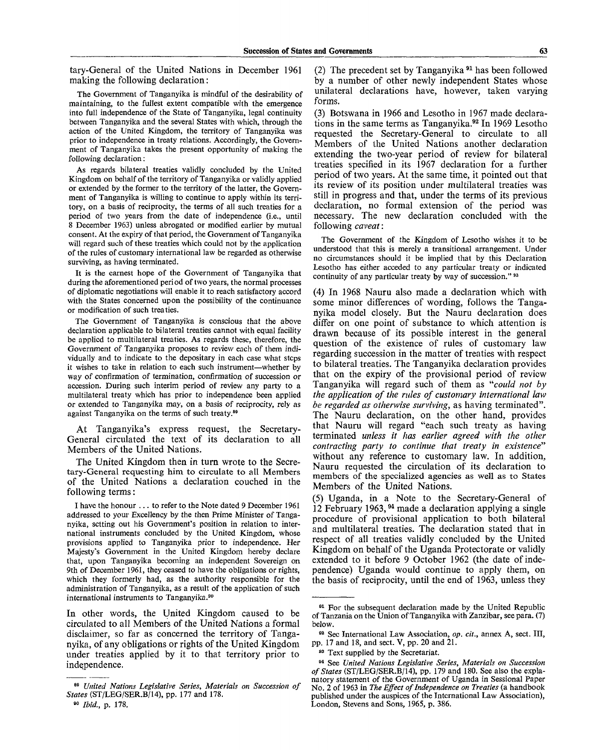tary-General of the United Nations in December 1961 making the following declaration:

> The Government of Tanganyika is mindful of the desirability of maintaining, to the fullest extent compatible with the emergence into full independence of the State of Tanganyika, legal continuity between Tanganyika and the several States with which, through the action of the United Kingdom, the territory of Tanganyika was prior to independence in treaty relations. Accordingly, the Government of Tanganyika takes the present opportunity of making the following declaration:
>
> As regards bilateral treaties validly concluded by the United Kingdom on behalf of the territory of Tanganyika or validly applied or extended by the former to the territory of the latter, the Government of Tanganyika is willing to continue to apply within its territory, on a basis of reciprocity, the terms of all such treaties for a period of two years from the date of independence (i.e., until 8 December 1963) unless abrogated or modified earlier by mutual consent. At the expiry of that period, the Government of Tanganyika will regard such of these treaties which could not by the application of the rules of customary international law be regarded as otherwise surviving, as having terminated.
>
> It is the earnest hope of the Government of Tanganyika that during the aforementioned period of two years, the normal processes of diplomatic negotiations will enable it to reach satisfactory accord with the States concerned upon the possibility of the continuance or modification of such treaties.
>
> The Government of Tanganyika is conscious that the above declaration applicable to bilateral treaties cannot with equal facility be applied to multilateral treaties. As regards these, therefore, the Government of Tanganyika proposes to review each of them individually and to indicate to the depositary in each case what steps it wishes to take in relation to each such instrument—whether by way of confirmation of termination, confirmation of succession or accession. During such interim period of review any party to a multilateral treaty which has prior to independence been applied or extended to Tanganyika may, on a basis of reciprocity, rely as against Tanganyika on the terms of such treaty.[89]

At Tanganyika's express request, the Secretary-General circulated the text of its declaration to all Members of the United Nations.

The United Kingdom then in turn wrote to the Secretary-General requesting him to circulate to all Members of the United Nations a declaration couched in the following terms:

> I have the honour ... to refer to the Note dated 9 December 1961 addressed to your Excellency by the then Prime Minister of Tanganyika, setting out his Government's position in relation to international instruments concluded by the United Kingdom, whose provisions applied to Tanganyika prior to independence. Her Majesty's Government in the United Kingdom hereby declare that, upon Tanganyika becoming an independent Sovereign on 9th of December 1961, they ceased to have the obligations or rights, which they formerly had, as the authority responsible for the administration of Tanganyika, as a result of the application of such international instruments to Tanganyika.[90]

In other words, the United Kingdom caused to be circulated to all Members of the United Nations a formal disclaimer, so far as concerned the territory of Tanganyika, of any obligations or rights of the United Kingdom under treaties applied by it to that territory prior to independence.

(2) The precedent set by Tanganyika [91] has been followed by a number of other newly independent States whose unilateral declarations have, however, taken varying forms.

(3) Botswana in 1966 and Lesotho in 1967 made declarations in the same terms as Tanganyika.[92] In 1969 Lesotho requested the Secretary-General to circulate to all Members of the United Nations another declaration extending the two-year period of review for bilateral treaties specified in its 1967 declaration for a further period of two years. At the same time, it pointed out that its review of its position under multilateral treaties was still in progress and that, under the terms of its previous declaration, no formal extension of the period was necessary. The new declaration concluded with the following *caveat*:

> The Government of the Kingdom of Lesotho wishes it to be understood that this is merely a transitional arrangement. Under no circumstances should it be implied that by this Declaration Lesotho has either acceded to any particular treaty or indicated continuity of any particular treaty by way of succession." [93]

(4) In 1968 Nauru also made a declaration which with some minor differences of wording, follows the Tanganyika model closely. But the Nauru declaration does differ on one point of substance to which attention is drawn because of its possible interest in the general question of the existence of rules of customary law regarding succession in the matter of treaties with respect to bilateral treaties. The Tanganyika declaration provides that on the expiry of the provisional period of review Tanganyika will regard such of them as "*could not by the application of the rules of customary international law be regarded as otherwise surviving*, as having terminated". The Nauru declaration, on the other hand, provides that Nauru will regard "each such treaty as having terminated *unless it has earlier agreed with the other contracting party to continue that treaty in existence*" without any reference to customary law. In addition, Nauru requested the circulation of its declaration to members of the specialized agencies as well as to States Members of the United Nations.

(5) Uganda, in a Note to the Secretary-General of 12 February 1963, [94] made a declaration applying a single procedure of provisional application to both bilateral and multilateral treaties. The declaration stated that in respect of all treaties validly concluded by the United Kingdom on behalf of the Uganda Protectorate or validly extended to it before 9 October 1962 (the date of independence) Uganda would continue to apply them, on the basis of reciprocity, until the end of 1963, unless they

---

[89] *United Nations Legislative Series, Materials on Succession of States* (ST/LEG/SER.B/14), pp. 177 and 178.

[90] *Ibid.*, p. 178.

[91] For the subsequent declaration made by the United Republic of Tanzania on the Union of Tanganyika with Zanzibar, see para. (7) below.

[92] See International Law Association, *op. cit.*, annex A, sect. III, pp. 17 and 18, and sect. V, pp. 20 and 21.

[93] Text supplied by the Secretariat.

[94] See *United Nations Legislative Series, Materials on Succession of States* (ST/LEG/SER.B/14), pp. 179 and 180. See also the explanatory statement of the Government of Uganda in Sessional Paper No. 2 of 1963 in *The Effect of Independence on Treaties* (a handbook published under the auspices of the International Law Association), London, Stevens and Sons, 1965, p. 386.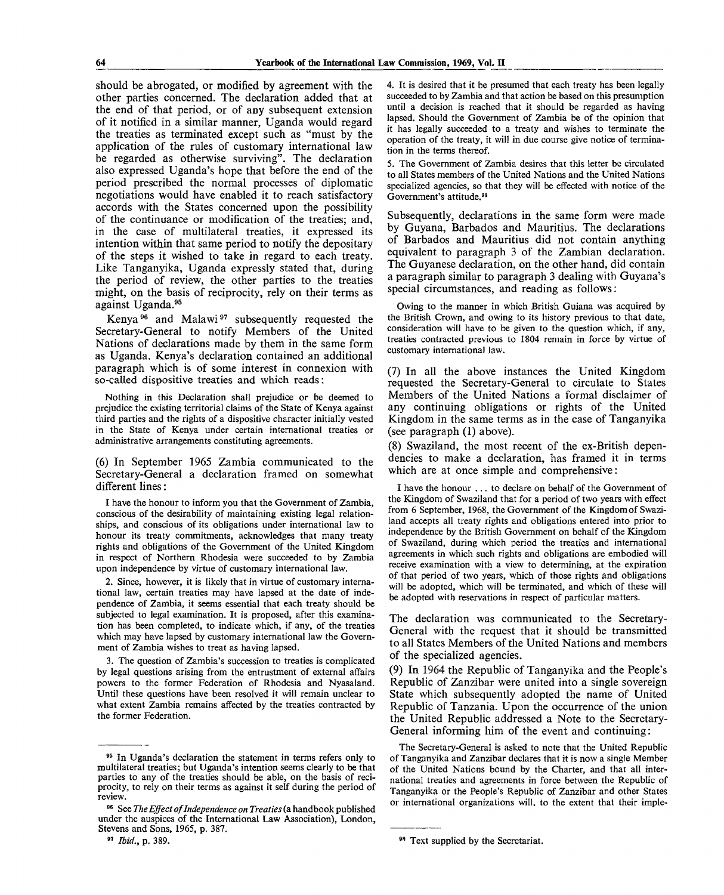should be abrogated, or modified by agreement with the other parties concerned. The declaration added that at the end of that period, or of any subsequent extension of it notified in a similar manner, Uganda would regard the treaties as terminated except such as "must by the application of the rules of customary international law be regarded as otherwise surviving". The declaration also expressed Uganda's hope that before the end of the period prescribed the normal processes of diplomatic negotiations would have enabled it to reach satisfactory accords with the States concerned upon the possibility of the continuance or modification of the treaties; and, in the case of multilateral treaties, it expressed its intention within that same period to notify the depositary of the steps it wished to take in regard to each treaty. Like Tanganyika, Uganda expressly stated that, during the period of review, the other parties to the treaties might, on the basis of reciprocity, rely on their terms as against Uganda.[95]

Kenya[96] and Malawi[97] subsequently requested the Secretary-General to notify Members of the United Nations of declarations made by them in the same form as Uganda. Kenya's declaration contained an additional paragraph which is of some interest in connexion with so-called dispositive treaties and which reads:

> Nothing in this Declaration shall prejudice or be deemed to prejudice the existing territorial claims of the State of Kenya against third parties and the rights of a dispositive character initially vested in the State of Kenya under certain international treaties or administrative arrangements constituting agreements.

(6) In September 1965 Zambia communicated to the Secretary-General a declaration framed on somewhat different lines:

> I have the honour to inform you that the Government of Zambia, conscious of the desirability of maintaining existing legal relationships, and conscious of its obligations under international law to honour its treaty commitments, acknowledges that many treaty rights and obligations of the Government of the United Kingdom in respect of Northern Rhodesia were succeeded to by Zambia upon independence by virtue of customary international law.
>
> 2. Since, however, it is likely that in virtue of customary international law, certain treaties may have lapsed at the date of independence of Zambia, it seems essential that each treaty should be subjected to legal examination. It is proposed, after this examination has been completed, to indicate which, if any, of the treaties which may have lapsed by customary international law the Government of Zambia wishes to treat as having lapsed.
>
> 3. The question of Zambia's succession to treaties is complicated by legal questions arising from the entrustment of external affairs powers to the former Federation of Rhodesia and Nyasaland. Until these questions have been resolved it will remain unclear to what extent Zambia remains affected by the treaties contracted by the former Federation.
>
> 4. It is desired that it be presumed that each treaty has been legally succeeded to by Zambia and that action be based on this presumption until a decision is reached that it should be regarded as having lapsed. Should the Government of Zambia be of the opinion that it has legally succeeded to a treaty and wishes to terminate the operation of the treaty, it will in due course give notice of termination in the terms thereof.
>
> 5. The Government of Zambia desires that this letter be circulated to all States members of the United Nations and the United Nations specialized agencies, so that they will be effected with notice of the Government's attitude.[98]

Subsequently, declarations in the same form were made by Guyana, Barbados and Mauritius. The declarations of Barbados and Mauritius did not contain anything equivalent to paragraph 3 of the Zambian declaration. The Guyanese declaration, on the other hand, did contain a paragraph similar to paragraph 3 dealing with Guyana's special circumstances, and reading as follows:

> Owing to the manner in which British Guiana was acquired by the British Crown, and owing to its history previous to that date, consideration will have to be given to the question which, if any, treaties contracted previous to 1804 remain in force by virtue of customary international law.

(7) In all the above instances the United Kingdom requested the Secretary-General to circulate to States Members of the United Nations a formal disclaimer of any continuing obligations or rights of the United Kingdom in the same terms as in the case of Tanganyika (see paragraph (1) above).

(8) Swaziland, the most recent of the ex-British dependencies to make a declaration, has framed it in terms which are at once simple and comprehensive:

> I have the honour ... to declare on behalf of the Government of the Kingdom of Swaziland that for a period of two years with effect from 6 September, 1968, the Government of the Kingdom of Swaziland accepts all treaty rights and obligations entered into prior to independence by the British Government on behalf of the Kingdom of Swaziland, during which period the treaties and international agreements in which such rights and obligations are embodied will receive examination with a view to determining, at the expiration of that period of two years, which of those rights and obligations will be adopted, which will be terminated, and which of these will be adopted with reservations in respect of particular matters.

The declaration was communicated to the Secretary-General with the request that it should be transmitted to all States Members of the United Nations and members of the specialized agencies.

(9) In 1964 the Republic of Tanganyika and the People's Republic of Zanzibar were united into a single sovereign State which subsequently adopted the name of United Republic of Tanzania. Upon the occurrence of the union the United Republic addressed a Note to the Secretary-General informing him of the event and continuing:

> The Secretary-General is asked to note that the United Republic of Tanganyika and Zanzibar declares that it is now a single Member of the United Nations bound by the Charter, and that all international treaties and agreements in force between the Republic of Tanganyika or the People's Republic of Zanzibar and other States or international organizations will, to the extent that their imple-

---

[95] In Uganda's declaration the statement in terms refers only to multilateral treaties; but Uganda's intention seems clearly to be that parties to any of the treaties should be able, on the basis of reciprocity, to rely on their terms as against it self during the period of review.

[96] See *The Effect of Independence on Treaties* (a handbook published under the auspices of the International Law Association), London, Stevens and Sons, 1965, p. 387.

[97] *Ibid.*, p. 389.

[98] Text supplied by the Secretariat.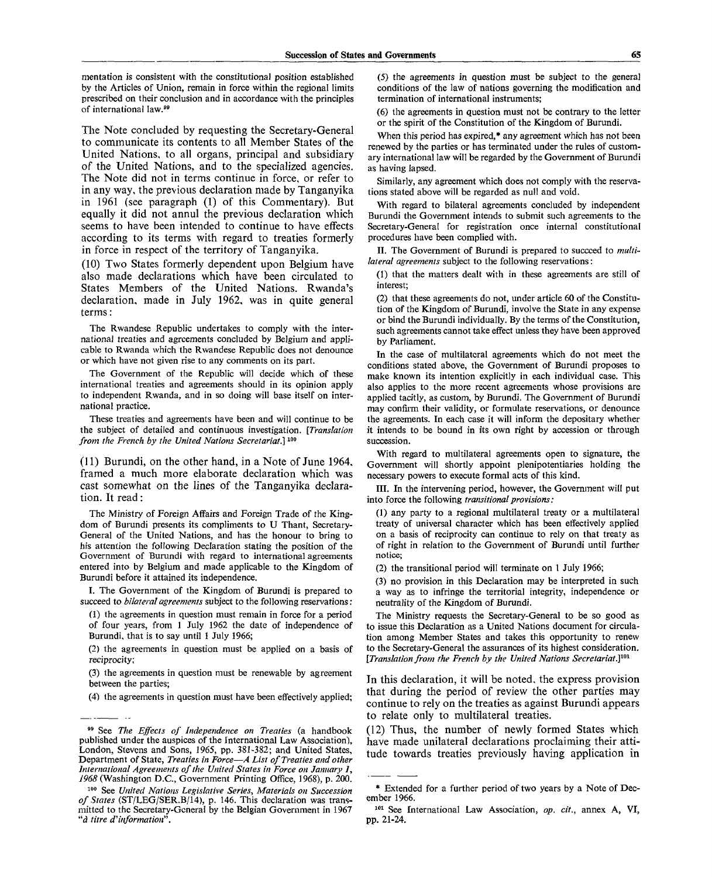mentation is consistent with the constitutional position established by the Articles of Union, remain in force within the regional limits prescribed on their conclusion and in accordance with the principles of international law.[99]

The Note concluded by requesting the Secretary-General to communicate its contents to all Member States of the United Nations, to all organs, principal and subsidiary of the United Nations, and to the specialized agencies. The Note did not in terms continue in force, or refer to in any way, the previous declaration made by Tanganyika in 1961 (see paragraph (1) of this Commentary). But equally it did not annul the previous declaration which seems to have been intended to continue to have effects according to its terms with regard to treaties formerly in force in respect of the territory of Tanganyika.

(10) Two States formerly dependent upon Belgium have also made declarations which have been circulated to States Members of the United Nations. Rwanda's declaration, made in July 1962, was in quite general terms:

> The Rwandese Republic undertakes to comply with the international treaties and agreements concluded by Belgium and applicable to Rwanda which the Rwandese Republic does not denounce or which have not given rise to any comments on its part.
>
> The Government of the Republic will decide which of these international treaties and agreements should in its opinion apply to independent Rwanda, and in so doing will base itself on international practice.
>
> These treaties and agreements have been and will continue to be the subject of detailed and continuous investigation. [*Translation from the French by the United Nations Secretariat.*][100]

(11) Burundi, on the other hand, in a Note of June 1964, framed a much more elaborate declaration which was cast somewhat on the lines of the Tanganyika declaration. It read:

> The Ministry of Foreign Affairs and Foreign Trade of the Kingdom of Burundi presents its compliments to U Thant, Secretary-General of the United Nations, and has the honour to bring to his attention the following Declaration stating the position of the Government of Burundi with regard to international agreements entered into by Belgium and made applicable to the Kingdom of Burundi before it attained its independence.
>
> I. The Government of the Kingdom of Burundi is prepared to succeed to *bilateral agreements* subject to the following reservations:
>
> (1) the agreements in question must remain in force for a period of four years, from 1 July 1962 the date of independence of Burundi, that is to say until 1 July 1966;
>
> (2) the agreements in question must be applied on a basis of reciprocity;
>
> (3) the agreements in question must be renewable by agreement between the parties;
>
> (4) the agreements in question must have been effectively applied;
>
> (5) the agreements in question must be subject to the general conditions of the law of nations governing the modification and termination of international instruments;
>
> (6) the agreements in question must not be contrary to the letter or the spirit of the Constitution of the Kingdom of Burundi.
>
> When this period has expired,* any agreement which has not been renewed by the parties or has terminated under the rules of customary international law will be regarded by the Government of Burundi as having lapsed.
>
> Similarly, any agreement which does not comply with the reservations stated above will be regarded as null and void.
>
> With regard to bilateral agreements concluded by independent Burundi the Government intends to submit such agreements to the Secretary-General for registration once internal constitutional procedures have been complied with.
>
> II. The Government of Burundi is prepared to succeed to *multilateral agreements* subject to the following reservations:
>
> (1) that the matters dealt with in these agreements are still of interest;
>
> (2) that these agreements do not, under article 60 of the Constitution of the Kingdom of Burundi, involve the State in any expense or bind the Burundi individually. By the terms of the Constitution, such agreements cannot take effect unless they have been approved by Parliament.
>
> In the case of multilateral agreements which do not meet the conditions stated above, the Government of Burundi proposes to make known its intention explicitly in each individual case. This also applies to the more recent agreements whose provisions are applied tacitly, as custom, by Burundi. The Government of Burundi may confirm their validity, or formulate reservations, or denounce the agreements. In each case it will inform the depositary whether it intends to be bound in its own right by accession or through succession.
>
> With regard to multilateral agreements open to signature, the Government will shortly appoint plenipotentiaries holding the necessary powers to execute formal acts of this kind.
>
> III. In the intervening period, however, the Government will put into force the following *transitional provisions:*
>
> (1) any party to a regional multilateral treaty or a multilateral treaty of universal character which has been effectively applied on a basis of reciprocity can continue to rely on that treaty as of right in relation to the Government of Burundi until further notice;
>
> (2) the transitional period will terminate on 1 July 1966;
>
> (3) no provision in this Declaration may be interpreted in such a way as to infringe the territorial integrity, independence or neutrality of the Kingdom of Burundi.
>
> The Ministry requests the Secretary-General to be so good as to issue this Declaration as a United Nations document for circulation among Member States and takes this opportunity to renew to the Secretary-General the assurances of its highest consideration. [*Translation from the French by the United Nations Secretariat.*][101]

In this declaration, it will be noted, the express provision that during the period of review the other parties may continue to rely on the treaties as against Burundi appears to relate only to multilateral treaties.

(12) Thus, the number of newly formed States which have made unilateral declarations proclaiming their attitude towards treaties previously having application in

---

[99] See *The Effects of Independence on Treaties* (a handbook published under the auspices of the International Law Association), London, Stevens and Sons, 1965, pp. 381-382; and United States, Department of State, *Treaties in Force—A List of Treaties and other International Agreements of the United States in Force on January 1, 1968* (Washington D.C., Government Printing Office, 1968), p. 200.

[100] See *United Nations Legislative Series, Materials on Succession of States* (ST/LEG/SER.B/14), p. 146. This declaration was transmitted to the Secretary-General by the Belgian Government in 1967 "*à titre d'information*".

\* Extended for a further period of two years by a Note of December 1966.

[101] See International Law Association, *op. cit.*, annex A, VI, pp. 21-24.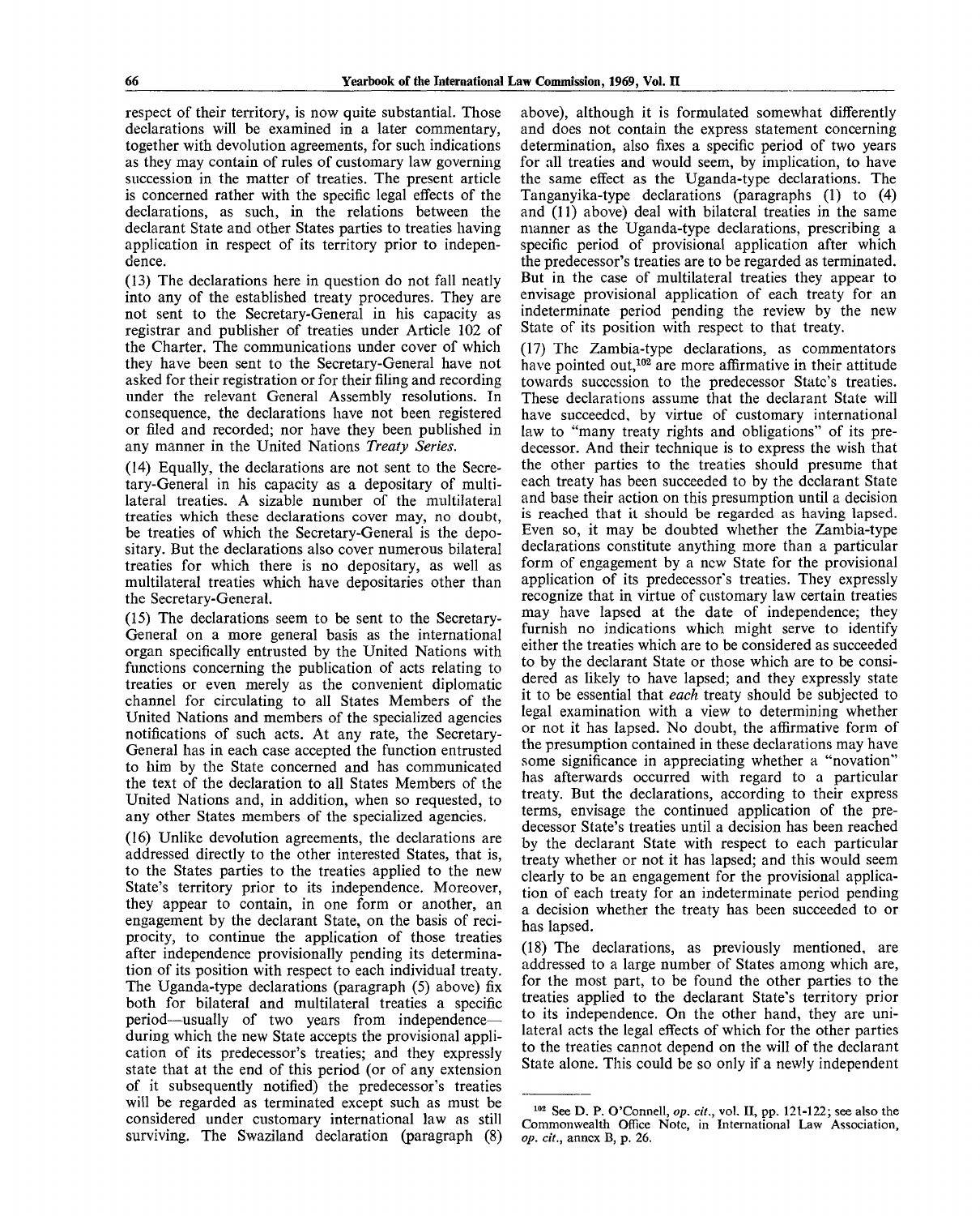respect of their territory, is now quite substantial. Those declarations will be examined in a later commentary, together with devolution agreements, for such indications as they may contain of rules of customary law governing succession in the matter of treaties. The present article is concerned rather with the specific legal effects of the declarations, as such, in the relations between the declarant State and other States parties to treaties having application in respect of its territory prior to independence.

(13) The declarations here in question do not fall neatly into any of the established treaty procedures. They are not sent to the Secretary-General in his capacity as registrar and publisher of treaties under Article 102 of the Charter. The communications under cover of which they have been sent to the Secretary-General have not asked for their registration or for their filing and recording under the relevant General Assembly resolutions. In consequence, the declarations have not been registered or filed and recorded; nor have they been published in any manner in the United Nations *Treaty Series.*

(14) Equally, the declarations are not sent to the Secretary-General in his capacity as a depositary of multilateral treaties. A sizable number of the multilateral treaties which these declarations cover may, no doubt, be treaties of which the Secretary-General is the depositary. But the declarations also cover numerous bilateral treaties for which there is no depositary, as well as multilateral treaties which have depositaries other than the Secretary-General.

(15) The declarations seem to be sent to the Secretary-General on a more general basis as the international organ specifically entrusted by the United Nations with functions concerning the publication of acts relating to treaties or even merely as the convenient diplomatic channel for circulating to all States Members of the United Nations and members of the specialized agencies notifications of such acts. At any rate, the Secretary-General has in each case accepted the function entrusted to him by the State concerned and has communicated the text of the declaration to all States Members of the United Nations and, in addition, when so requested, to any other States members of the specialized agencies.

(16) Unlike devolution agreements, the declarations are addressed directly to the other interested States, that is, to the States parties to the treaties applied to the new State's territory prior to its independence. Moreover, they appear to contain, in one form or another, an engagement by the declarant State, on the basis of reciprocity, to continue the application of those treaties after independence provisionally pending its determination of its position with respect to each individual treaty. The Uganda-type declarations (paragraph (5) above) fix both for bilateral and multilateral treaties a specific period—usually of two years from independence—during which the new State accepts the provisional application of its predecessor's treaties; and they expressly state that at the end of this period (or of any extension of it subsequently notified) the predecessor's treaties will be regarded as terminated except such as must be considered under customary international law as still surviving. The Swaziland declaration (paragraph (8) above), although it is formulated somewhat differently and does not contain the express statement concerning determination, also fixes a specific period of two years for all treaties and would seem, by implication, to have the same effect as the Uganda-type declarations. The Tanganyika-type declarations (paragraphs (1) to (4) and (11) above) deal with bilateral treaties in the same manner as the Uganda-type declarations, prescribing a specific period of provisional application after which the predecessor's treaties are to be regarded as terminated. But in the case of multilateral treaties they appear to envisage provisional application of each treaty for an indeterminate period pending the review by the new State of its position with respect to that treaty.

(17) The Zambia-type declarations, as commentators have pointed out,[102] are more affirmative in their attitude towards succession to the predecessor State's treaties. These declarations assume that the declarant State will have succeeded, by virtue of customary international law to "many treaty rights and obligations" of its predecessor. And their technique is to express the wish that the other parties to the treaties should presume that each treaty has been succeeded to by the declarant State and base their action on this presumption until a decision is reached that it should be regarded as having lapsed. Even so, it may be doubted whether the Zambia-type declarations constitute anything more than a particular form of engagement by a new State for the provisional application of its predecessor's treaties. They expressly recognize that in virtue of customary law certain treaties may have lapsed at the date of independence; they furnish no indications which might serve to identify either the treaties which are to be considered as succeeded to by the declarant State or those which are to be considered as likely to have lapsed; and they expressly state it to be essential that *each* treaty should be subjected to legal examination with a view to determining whether or not it has lapsed. No doubt, the affirmative form of the presumption contained in these declarations may have some significance in appreciating whether a "novation" has afterwards occurred with regard to a particular treaty. But the declarations, according to their express terms, envisage the continued application of the predecessor State's treaties until a decision has been reached by the declarant State with respect to each particular treaty whether or not it has lapsed; and this would seem clearly to be an engagement for the provisional application of each treaty for an indeterminate period pending a decision whether the treaty has been succeeded to or has lapsed.

(18) The declarations, as previously mentioned, are addressed to a large number of States among which are, for the most part, to be found the other parties to the treaties applied to the declarant State's territory prior to its independence. On the other hand, they are unilateral acts the legal effects of which for the other parties to the treaties cannot depend on the will of the declarant State alone. This could be so only if a newly independent

---

[102] See D. P. O'Connell, *op. cit.*, vol. II, pp. 121-122; see also the Commonwealth Office Note, in International Law Association, *op. cit.*, annex B, p. 26.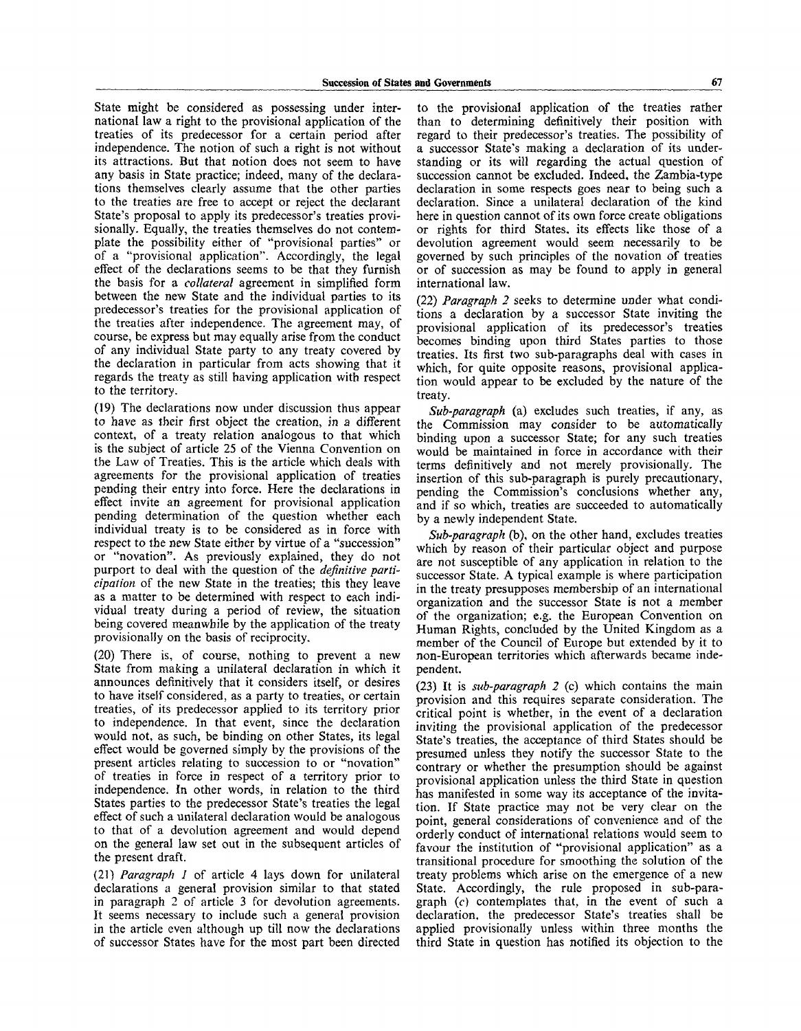State might be considered as possessing under international law a right to the provisional application of the treaties of its predecessor for a certain period after independence. The notion of such a right is not without its attractions. But that notion does not seem to have any basis in State practice; indeed, many of the declarations themselves clearly assume that the other parties to the treaties are free to accept or reject the declarant State's proposal to apply its predecessor's treaties provisionally. Equally, the treaties themselves do not contemplate the possibility either of "provisional parties" or of a "provisional application". Accordingly, the legal effect of the declarations seems to be that they furnish the basis for a *collateral* agreement in simplified form between the new State and the individual parties to its predecessor's treaties for the provisional application of the treaties after independence. The agreement may, of course, be express but may equally arise from the conduct of any individual State party to any treaty covered by the declaration in particular from acts showing that it regards the treaty as still having application with respect to the territory.

(19) The declarations now under discussion thus appear to have as their first object the creation, in a different context, of a treaty relation analogous to that which is the subject of article 25 of the Vienna Convention on the Law of Treaties. This is the article which deals with agreements for the provisional application of treaties pending their entry into force. Here the declarations in effect invite an agreement for provisional application pending determination of the question whether each individual treaty is to be considered as in force with respect to the new State either by virtue of a "succession" or "novation". As previously explained, they do not purport to deal with the question of the *definitive participation* of the new State in the treaties; this they leave as a matter to be determined with respect to each individual treaty during a period of review, the situation being covered meanwhile by the application of the treaty provisionally on the basis of reciprocity.

(20) There is, of course, nothing to prevent a new State from making a unilateral declaration in which it announces definitively that it considers itself, or desires to have itself considered, as a party to treaties, or certain treaties, of its predecessor applied to its territory prior to independence. In that event, since the declaration would not, as such, be binding on other States, its legal effect would be governed simply by the provisions of the present articles relating to succession to or "novation" of treaties in force in respect of a territory prior to independence. In other words, in relation to the third States parties to the predecessor State's treaties the legal effect of such a unilateral declaration would be analogous to that of a devolution agreement and would depend on the general law set out in the subsequent articles of the present draft.

(21) *Paragraph 1* of article 4 lays down for unilateral declarations a general provision similar to that stated in paragraph 2 of article 3 for devolution agreements. It seems necessary to include such a general provision in the article even although up till now the declarations of successor States have for the most part been directed to the provisional application of the treaties rather than to determining definitively their position with regard to their predecessor's treaties. The possibility of a successor State's making a declaration of its understanding or its will regarding the actual question of succession cannot be excluded. Indeed, the Zambia-type declaration in some respects goes near to being such a declaration. Since a unilateral declaration of the kind here in question cannot of its own force create obligations or rights for third States, its effects like those of a devolution agreement would seem necessarily to be governed by such principles of the novation of treaties or of succession as may be found to apply in general international law.

(22) *Paragraph 2* seeks to determine under what conditions a declaration by a successor State inviting the provisional application of its predecessor's treaties becomes binding upon third States parties to those treaties. Its first two sub-paragraphs deal with cases in which, for quite opposite reasons, provisional application would appear to be excluded by the nature of the treaty.

*Sub-paragraph* (a) excludes such treaties, if any, as the Commission may consider to be automatically binding upon a successor State; for any such treaties would be maintained in force in accordance with their terms definitively and not merely provisionally. The insertion of this sub-paragraph is purely precautionary, pending the Commission's conclusions whether any, and if so which, treaties are succeeded to automatically by a newly independent State.

*Sub-paragraph* (b), on the other hand, excludes treaties which by reason of their particular object and purpose are not susceptible of any application in relation to the successor State. A typical example is where participation in the treaty presupposes membership of an international organization and the successor State is not a member of the organization; e.g. the European Convention on Human Rights, concluded by the United Kingdom as a member of the Council of Europe but extended by it to non-European territories which afterwards became independent.

(23) It is *sub-paragraph 2* (c) which contains the main provision and this requires separate consideration. The critical point is whether, in the event of a declaration inviting the provisional application of the predecessor State's treaties, the acceptance of third States should be presumed unless they notify the successor State to the contrary or whether the presumption should be against provisional application unless the third State in question has manifested in some way its acceptance of the invitation. If State practice may not be very clear on the point, general considerations of convenience and of the orderly conduct of international relations would seem to favour the institution of "provisional application" as a transitional procedure for smoothing the solution of the treaty problems which arise on the emergence of a new State. Accordingly, the rule proposed in sub-paragraph (c) contemplates that, in the event of such a declaration, the predecessor State's treaties shall be applied provisionally unless within three months the third State in question has notified its objection to the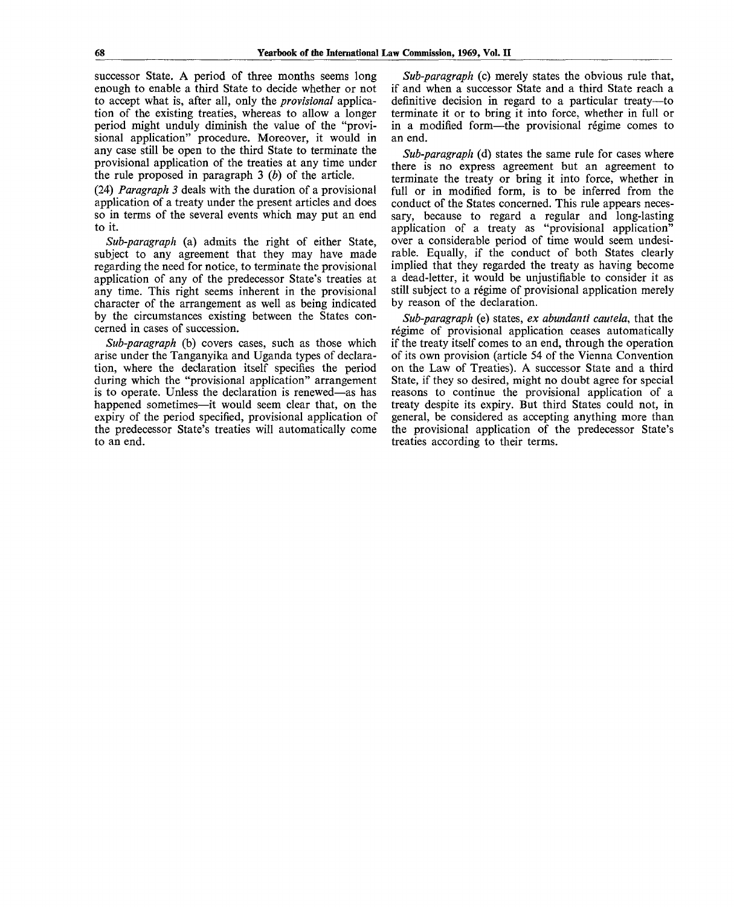successor State. A period of three months seems long enough to enable a third State to decide whether or not to accept what is, after all, only the *provisional* application of the existing treaties, whereas to allow a longer period might unduly diminish the value of the "provisional application" procedure. Moreover, it would in any case still be open to the third State to terminate the provisional application of the treaties at any time under the rule proposed in paragraph 3 (*b*) of the article.

(24) *Paragraph 3* deals with the duration of a provisional application of a treaty under the present articles and does so in terms of the several events which may put an end to it.

*Sub-paragraph* (a) admits the right of either State, subject to any agreement that they may have made regarding the need for notice, to terminate the provisional application of any of the predecessor State's treaties at any time. This right seems inherent in the provisional character of the arrangement as well as being indicated by the circumstances existing between the States concerned in cases of succession.

*Sub-paragraph* (b) covers cases, such as those which arise under the Tanganyika and Uganda types of declaration, where the declaration itself specifies the period during which the "provisional application" arrangement is to operate. Unless the declaration is renewed—as has happened sometimes—it would seem clear that, on the expiry of the period specified, provisional application of the predecessor State's treaties will automatically come to an end.

*Sub-paragraph* (c) merely states the obvious rule that, if and when a successor State and a third State reach a definitive decision in regard to a particular treaty—to terminate it or to bring it into force, whether in full or in a modified form—the provisional régime comes to an end.

*Sub-paragraph* (d) states the same rule for cases where there is no express agreement but an agreement to terminate the treaty or bring it into force, whether in full or in modified form, is to be inferred from the conduct of the States concerned. This rule appears necessary, because to regard a regular and long-lasting application of a treaty as "provisional application" over a considerable period of time would seem undesirable. Equally, if the conduct of both States clearly implied that they regarded the treaty as having become a dead-letter, it would be unjustifiable to consider it as still subject to a régime of provisional application merely by reason of the declaration.

*Sub-paragraph* (e) states, *ex abundanti cautela*, that the régime of provisional application ceases automatically if the treaty itself comes to an end, through the operation of its own provision (article 54 of the Vienna Convention on the Law of Treaties). A successor State and a third State, if they so desired, might no doubt agree for special reasons to continue the provisional application of a treaty despite its expiry. But third States could not, in general, be considered as accepting anything more than the provisional application of the predecessor State's treaties according to their terms.